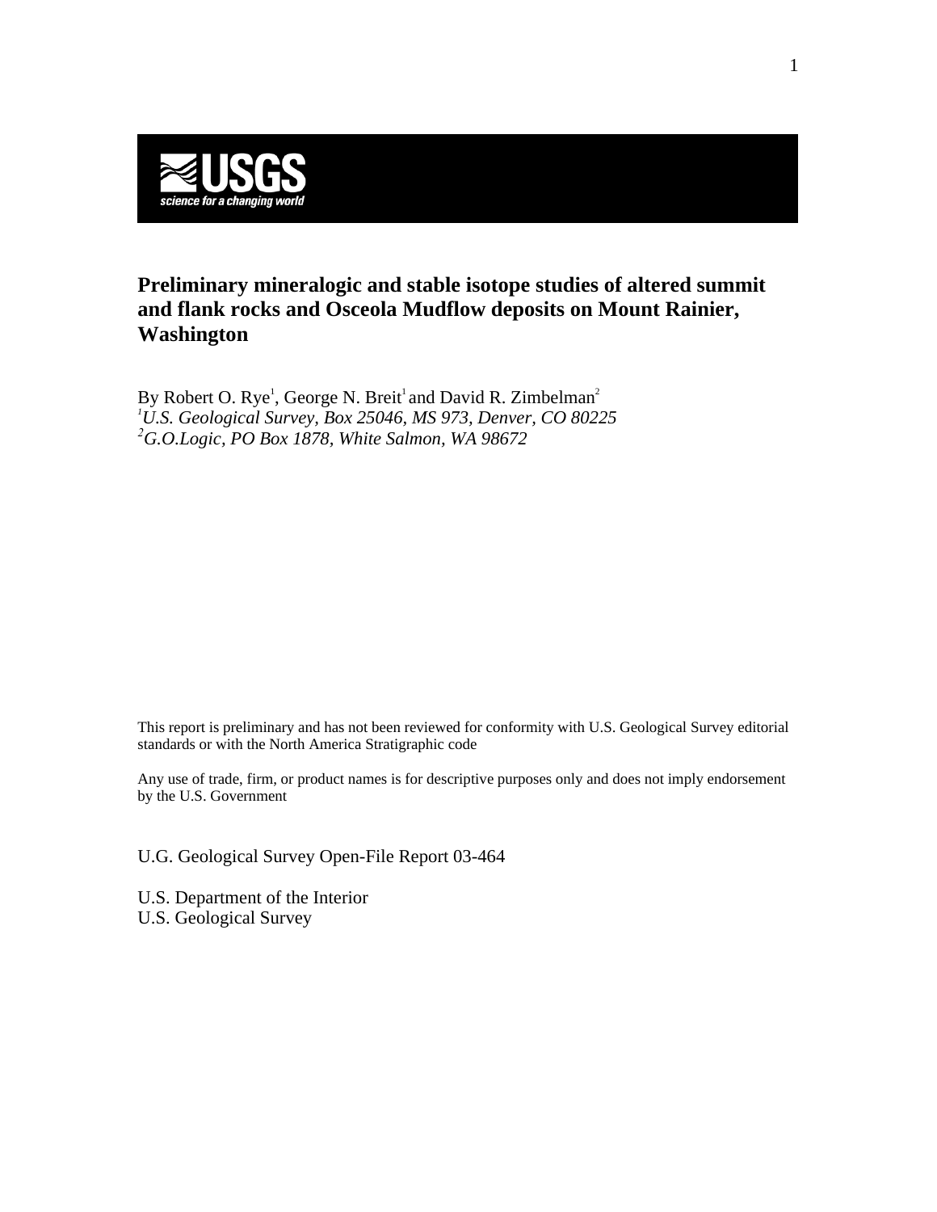USGS

science for a changing world

# Preliminary mineralogic and stable isotope studies of altered summit and flank rocks and Osceola Mudflow deposits on Mount Rainier, Washington

By Robert O. Rye[1], George N. Breit[1] and David R. Zimbelman[2]

[1]*U.S. Geological Survey, Box 25046, MS 973, Denver, CO 80225*

[2]*G.O.Logic, PO Box 1878, White Salmon, WA 98672*

This report is preliminary and has not been reviewed for conformity with U.S. Geological Survey editorial standards or with the North America Stratigraphic code

Any use of trade, firm, or product names is for descriptive purposes only and does not imply endorsement by the U.S. Government

U.G. Geological Survey Open-File Report 03-464

U.S. Department of the Interior
U.S. Geological Survey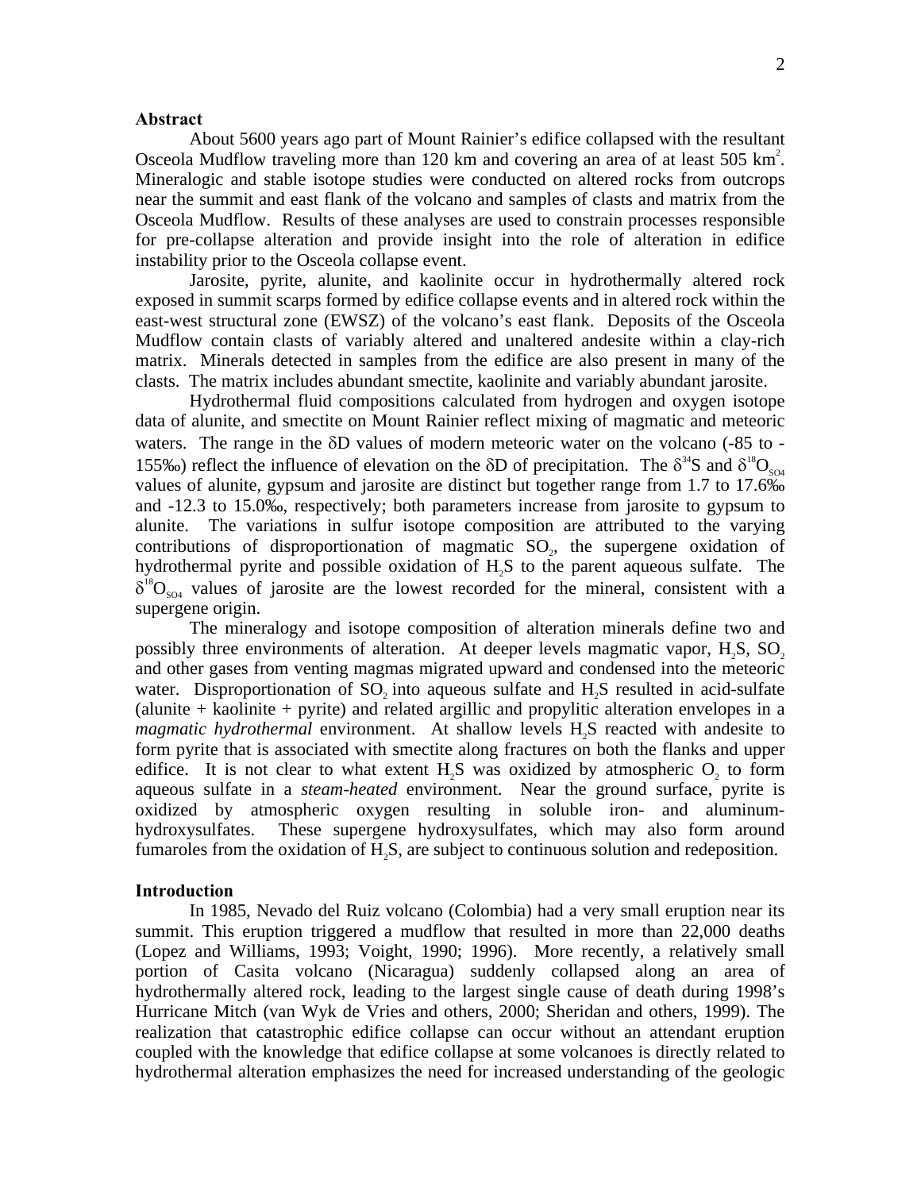**Abstract**

About 5600 years ago part of Mount Rainier's edifice collapsed with the resultant Osceola Mudflow traveling more than 120 km and covering an area of at least 505 $km^2$. Mineralogic and stable isotope studies were conducted on altered rocks from outcrops near the summit and east flank of the volcano and samples of clasts and matrix from the Osceola Mudflow. Results of these analyses are used to constrain processes responsible for pre-collapse alteration and provide insight into the role of alteration in edifice instability prior to the Osceola collapse event.

Jarosite, pyrite, alunite, and kaolinite occur in hydrothermally altered rock exposed in summit scarps formed by edifice collapse events and in altered rock within the east-west structural zone (EWSZ) of the volcano's east flank. Deposits of the Osceola Mudflow contain clasts of variably altered and unaltered andesite within a clay-rich matrix. Minerals detected in samples from the edifice are also present in many of the clasts. The matrix includes abundant smectite, kaolinite and variably abundant jarosite.

Hydrothermal fluid compositions calculated from hydrogen and oxygen isotope data of alunite, and smectite on Mount Rainier reflect mixing of magmatic and meteoric waters. The range in the $\delta D$ values of modern meteoric water on the volcano (-85 to -155‰) reflect the influence of elevation on the $\delta D$ of precipitation. The $\delta^{34}S$ and $\delta^{18}O_{SO4}$ values of alunite, gypsum and jarosite are distinct but together range from 1.7 to 17.6‰ and -12.3 to 15.0‰, respectively; both parameters increase from jarosite to gypsum to alunite. The variations in sulfur isotope composition are attributed to the varying contributions of disproportionation of magmatic $SO_2$, the supergene oxidation of hydrothermal pyrite and possible oxidation of $H_2S$ to the parent aqueous sulfate. The $\delta^{18}O_{SO4}$ values of jarosite are the lowest recorded for the mineral, consistent with a supergene origin.

The mineralogy and isotope composition of alteration minerals define two and possibly three environments of alteration. At deeper levels magmatic vapor, $H_2S$, $SO_2$ and other gases from venting magmas migrated upward and condensed into the meteoric water. Disproportionation of $SO_2$ into aqueous sulfate and $H_2S$ resulted in acid-sulfate (alunite + kaolinite + pyrite) and related argillic and propylitic alteration envelopes in a *magmatic hydrothermal* environment. At shallow levels $H_2S$ reacted with andesite to form pyrite that is associated with smectite along fractures on both the flanks and upper edifice. It is not clear to what extent $H_2S$ was oxidized by atmospheric $O_2$ to form aqueous sulfate in a *steam-heated* environment. Near the ground surface, pyrite is oxidized by atmospheric oxygen resulting in soluble iron- and aluminum-hydroxysulfates. These supergene hydroxysulfates, which may also form around fumaroles from the oxidation of $H_2S$, are subject to continuous solution and redeposition.

**Introduction**

In 1985, Nevado del Ruiz volcano (Colombia) had a very small eruption near its summit. This eruption triggered a mudflow that resulted in more than 22,000 deaths (Lopez and Williams, 1993; Voight, 1990; 1996). More recently, a relatively small portion of Casita volcano (Nicaragua) suddenly collapsed along an area of hydrothermally altered rock, leading to the largest single cause of death during 1998's Hurricane Mitch (van Wyk de Vries and others, 2000; Sheridan and others, 1999). The realization that catastrophic edifice collapse can occur without an attendant eruption coupled with the knowledge that edifice collapse at some volcanoes is directly related to hydrothermal alteration emphasizes the need for increased understanding of the geologic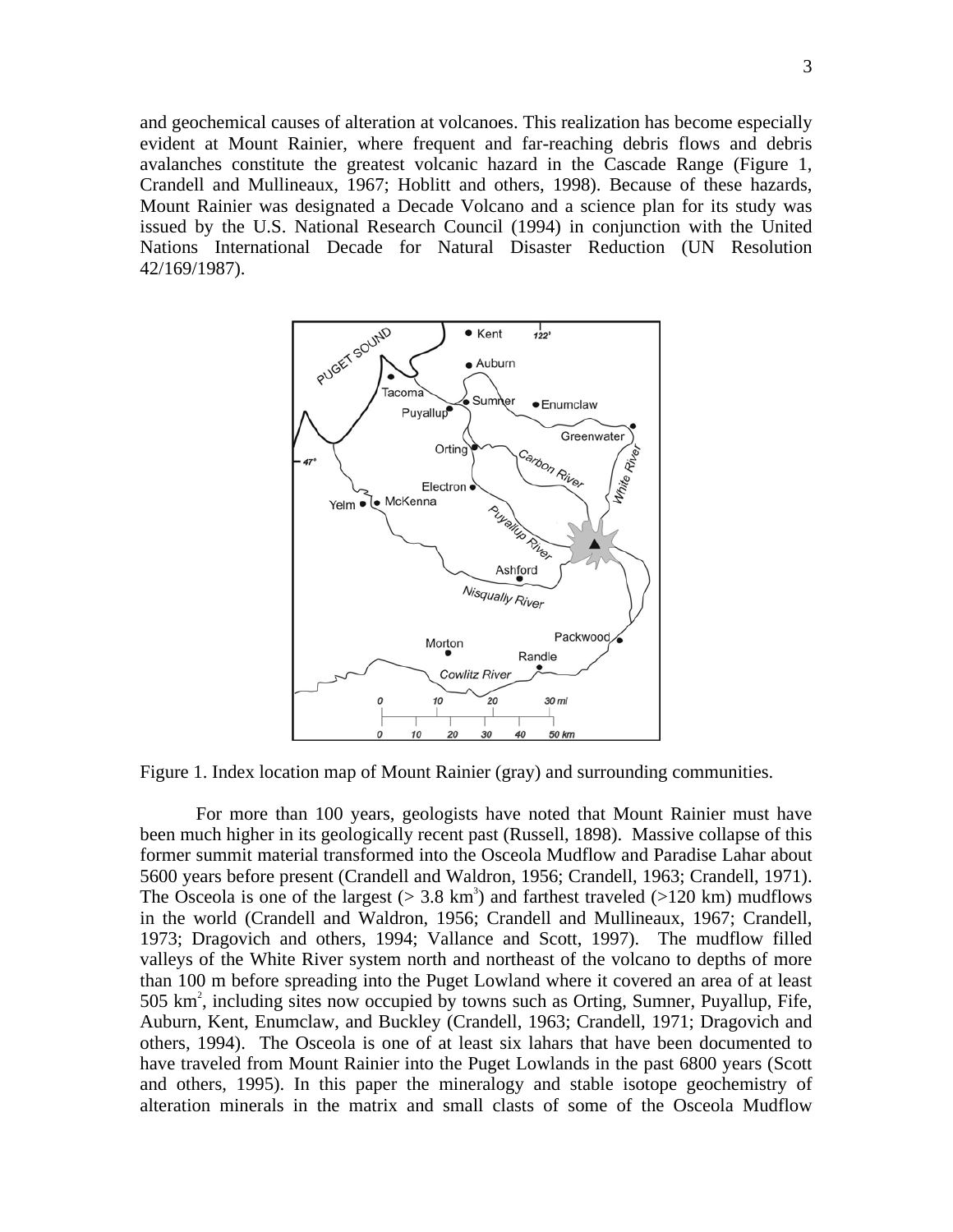and geochemical causes of alteration at volcanoes. This realization has become especially evident at Mount Rainier, where frequent and far-reaching debris flows and debris avalanches constitute the greatest volcanic hazard in the Cascade Range (Figure 1, Crandell and Mullineaux, 1967; Hoblitt and others, 1998). Because of these hazards, Mount Rainier was designated a Decade Volcano and a science plan for its study was issued by the U.S. National Research Council (1994) in conjunction with the United Nations International Decade for Natural Disaster Reduction (UN Resolution 42/169/1987).

Figure 1. Index location map of Mount Rainier (gray) and surrounding communities.

For more than 100 years, geologists have noted that Mount Rainier must have been much higher in its geologically recent past (Russell, 1898). Massive collapse of this former summit material transformed into the Osceola Mudflow and Paradise Lahar about 5600 years before present (Crandell and Waldron, 1956; Crandell, 1963; Crandell, 1971). The Osceola is one of the largest (> 3.8 $km^3$) and farthest traveled (>120 km) mudflows in the world (Crandell and Waldron, 1956; Crandell and Mullineaux, 1967; Crandell, 1973; Dragovich and others, 1994; Vallance and Scott, 1997). The mudflow filled valleys of the White River system north and northeast of the volcano to depths of more than 100 m before spreading into the Puget Lowland where it covered an area of at least 505 $km^2$, including sites now occupied by towns such as Orting, Sumner, Puyallup, Fife, Auburn, Kent, Enumclaw, and Buckley (Crandell, 1963; Crandell, 1971; Dragovich and others, 1994). The Osceola is one of at least six lahars that have been documented to have traveled from Mount Rainier into the Puget Lowlands in the past 6800 years (Scott and others, 1995). In this paper the mineralogy and stable isotope geochemistry of alteration minerals in the matrix and small clasts of some of the Osceola Mudflow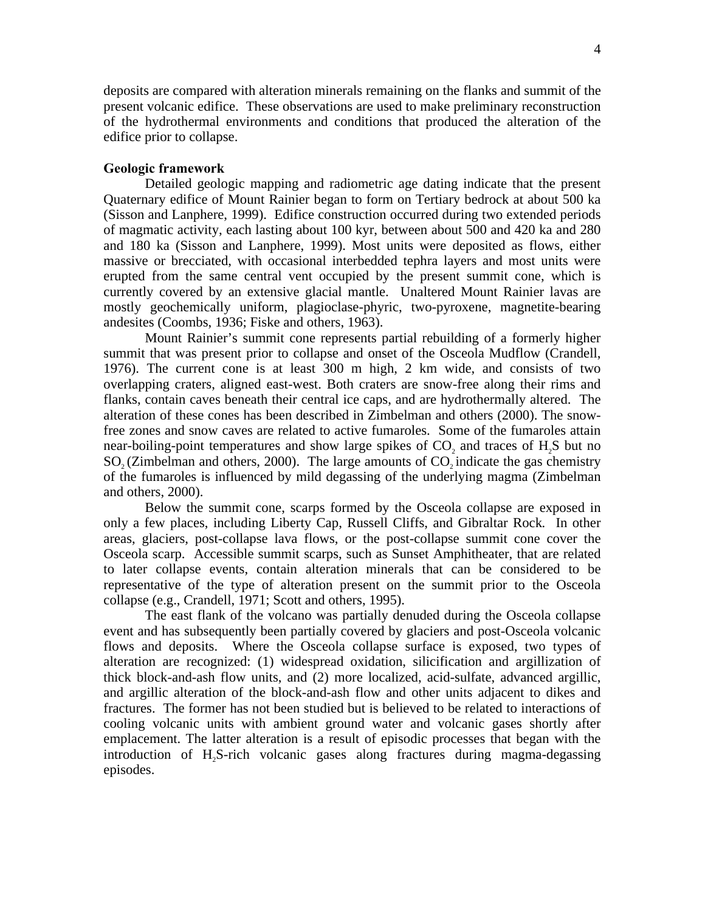deposits are compared with alteration minerals remaining on the flanks and summit of the present volcanic edifice. These observations are used to make preliminary reconstruction of the hydrothermal environments and conditions that produced the alteration of the edifice prior to collapse.

## Geologic framework

Detailed geologic mapping and radiometric age dating indicate that the present Quaternary edifice of Mount Rainier began to form on Tertiary bedrock at about 500 ka (Sisson and Lanphere, 1999). Edifice construction occurred during two extended periods of magmatic activity, each lasting about 100 kyr, between about 500 and 420 ka and 280 and 180 ka (Sisson and Lanphere, 1999). Most units were deposited as flows, either massive or brecciated, with occasional interbedded tephra layers and most units were erupted from the same central vent occupied by the present summit cone, which is currently covered by an extensive glacial mantle. Unaltered Mount Rainier lavas are mostly geochemically uniform, plagioclase-phyric, two-pyroxene, magnetite-bearing andesites (Coombs, 1936; Fiske and others, 1963).

Mount Rainier's summit cone represents partial rebuilding of a formerly higher summit that was present prior to collapse and onset of the Osceola Mudflow (Crandell, 1976). The current cone is at least 300 m high, 2 km wide, and consists of two overlapping craters, aligned east-west. Both craters are snow-free along their rims and flanks, contain caves beneath their central ice caps, and are hydrothermally altered. The alteration of these cones has been described in Zimbelman and others (2000). The snow-free zones and snow caves are related to active fumaroles. Some of the fumaroles attain near-boiling-point temperatures and show large spikes of $CO_2$ and traces of $H_2S$ but no $SO_2$ (Zimbelman and others, 2000). The large amounts of $CO_2$ indicate the gas chemistry of the fumaroles is influenced by mild degassing of the underlying magma (Zimbelman and others, 2000).

Below the summit cone, scarps formed by the Osceola collapse are exposed in only a few places, including Liberty Cap, Russell Cliffs, and Gibraltar Rock. In other areas, glaciers, post-collapse lava flows, or the post-collapse summit cone cover the Osceola scarp. Accessible summit scarps, such as Sunset Amphitheater, that are related to later collapse events, contain alteration minerals that can be considered to be representative of the type of alteration present on the summit prior to the Osceola collapse (e.g., Crandell, 1971; Scott and others, 1995).

The east flank of the volcano was partially denuded during the Osceola collapse event and has subsequently been partially covered by glaciers and post-Osceola volcanic flows and deposits. Where the Osceola collapse surface is exposed, two types of alteration are recognized: (1) widespread oxidation, silicification and argillization of thick block-and-ash flow units, and (2) more localized, acid-sulfate, advanced argillic, and argillic alteration of the block-and-ash flow and other units adjacent to dikes and fractures. The former has not been studied but is believed to be related to interactions of cooling volcanic units with ambient ground water and volcanic gases shortly after emplacement. The latter alteration is a result of episodic processes that began with the introduction of $H_2S$-rich volcanic gases along fractures during magma-degassing episodes.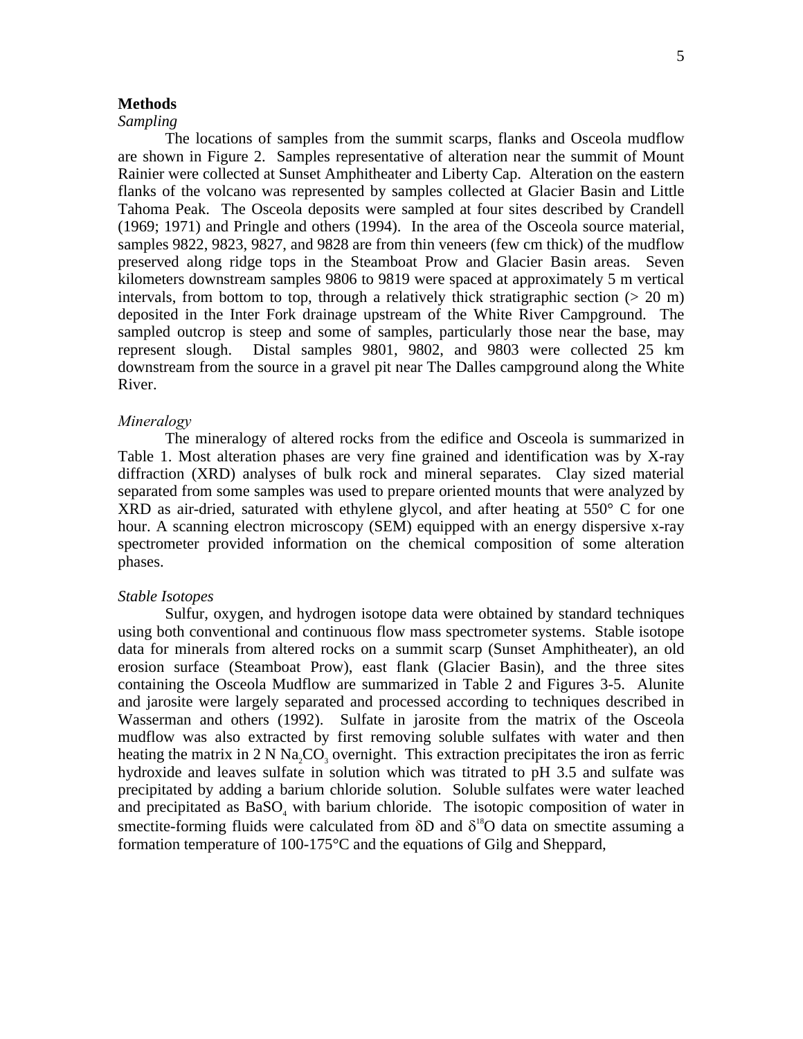## Methods

### *Sampling*

The locations of samples from the summit scarps, flanks and Osceola mudflow are shown in Figure 2. Samples representative of alteration near the summit of Mount Rainier were collected at Sunset Amphitheater and Liberty Cap. Alteration on the eastern flanks of the volcano was represented by samples collected at Glacier Basin and Little Tahoma Peak. The Osceola deposits were sampled at four sites described by Crandell (1969; 1971) and Pringle and others (1994). In the area of the Osceola source material, samples 9822, 9823, 9827, and 9828 are from thin veneers (few cm thick) of the mudflow preserved along ridge tops in the Steamboat Prow and Glacier Basin areas. Seven kilometers downstream samples 9806 to 9819 were spaced at approximately 5 m vertical intervals, from bottom to top, through a relatively thick stratigraphic section (> 20 m) deposited in the Inter Fork drainage upstream of the White River Campground. The sampled outcrop is steep and some of samples, particularly those near the base, may represent slough. Distal samples 9801, 9802, and 9803 were collected 25 km downstream from the source in a gravel pit near The Dalles campground along the White River.

### *Mineralogy*

The mineralogy of altered rocks from the edifice and Osceola is summarized in Table 1. Most alteration phases are very fine grained and identification was by X-ray diffraction (XRD) analyses of bulk rock and mineral separates. Clay sized material separated from some samples was used to prepare oriented mounts that were analyzed by XRD as air-dried, saturated with ethylene glycol, and after heating at 550° C for one hour. A scanning electron microscopy (SEM) equipped with an energy dispersive x-ray spectrometer provided information on the chemical composition of some alteration phases.

### *Stable Isotopes*

Sulfur, oxygen, and hydrogen isotope data were obtained by standard techniques using both conventional and continuous flow mass spectrometer systems. Stable isotope data for minerals from altered rocks on a summit scarp (Sunset Amphitheater), an old erosion surface (Steamboat Prow), east flank (Glacier Basin), and the three sites containing the Osceola Mudflow are summarized in Table 2 and Figures 3-5. Alunite and jarosite were largely separated and processed according to techniques described in Wasserman and others (1992). Sulfate in jarosite from the matrix of the Osceola mudflow was also extracted by first removing soluble sulfates with water and then heating the matrix in 2 N $Na_2CO_3$ overnight. This extraction precipitates the iron as ferric hydroxide and leaves sulfate in solution which was titrated to pH 3.5 and sulfate was precipitated by adding a barium chloride solution. Soluble sulfates were water leached and precipitated as $BaSO_4$ with barium chloride. The isotopic composition of water in smectite-forming fluids were calculated from $\delta D$ and $\delta^{18}O$ data on smectite assuming a formation temperature of 100-175°C and the equations of Gilg and Sheppard,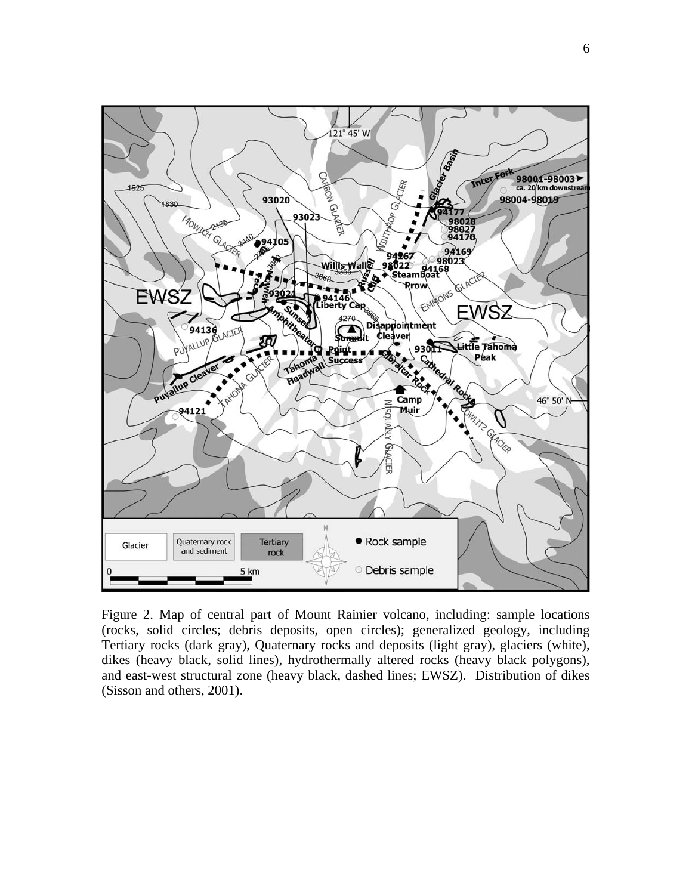Figure 2. Map of central part of Mount Rainier volcano, including: sample locations (rocks, solid circles; debris deposits, open circles); generalized geology, including Tertiary rocks (dark gray), Quaternary rocks and deposits (light gray), glaciers (white), dikes (heavy black, solid lines), hydrothermally altered rocks (heavy black polygons), and east-west structural zone (heavy black, dashed lines; EWSZ). Distribution of dikes (Sisson and others, 2001).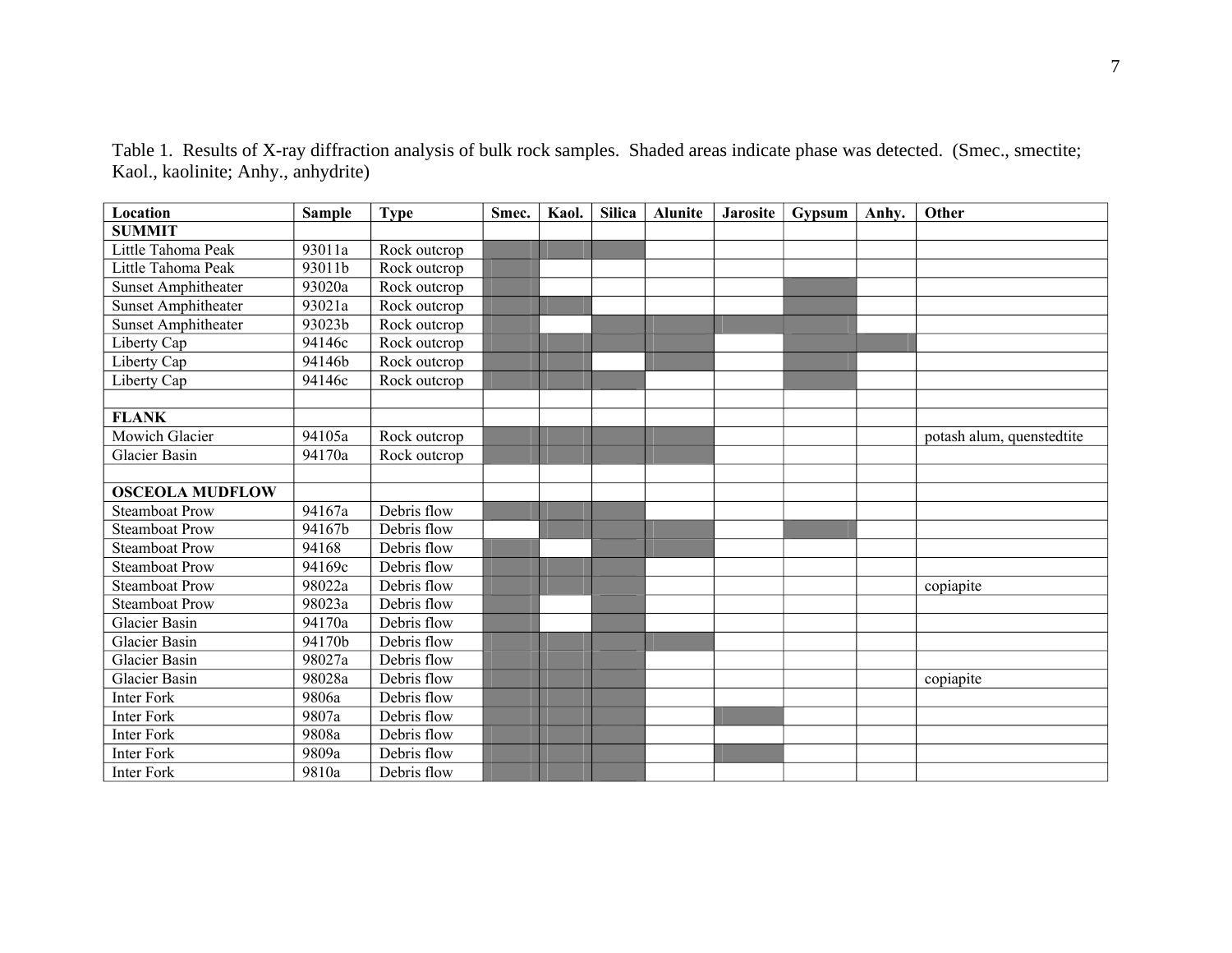Table 1. Results of X-ray diffraction analysis of bulk rock samples. Shaded areas indicate phase was detected. (Smec., smectite; Kaol., kaolinite; Anhy., anhydrite)

| **Location** | **Sample** | **Type** | **Smec.** | **Kaol.** | **Silica** | **Alunite** | **Jarosite** | **Gypsum** | **Anhy.** | **Other** |
|---|---|---|---|---|---|---|---|---|---|---|
| **SUMMIT** | | | | | | | | | | |
| Little Tahoma Peak | 93011a | Rock outcrop | ■ | ■ | ■ | | | | | |
| Little Tahoma Peak | 93011b | Rock outcrop | ■ | | | | | | | |
| Sunset Amphitheater | 93020a | Rock outcrop | ■ | | | | | ■ | | |
| Sunset Amphitheater | 93021a | Rock outcrop | ■ | ■ | | | | ■ | | |
| Sunset Amphitheater | 93023b | Rock outcrop | ■ | | ■ | ■ | ■ | ■ | | |
| Liberty Cap | 94146c | Rock outcrop | ■ | ■ | ■ | ■ | | ■ | ■ | |
| Liberty Cap | 94146b | Rock outcrop | ■ | ■ | | ■ | | ■ | | |
| Liberty Cap | 94146c | Rock outcrop | ■ | ■ | ■ | | | ■ | | |
| | | | | | | | | | | |
| **FLANK** | | | | | | | | | | |
| Mowich Glacier | 94105a | Rock outcrop | ■ | ■ | ■ | ■ | | | | potash alum, quenstedtite |
| Glacier Basin | 94170a | Rock outcrop | ■ | ■ | ■ | ■ | | | | |
| | | | | | | | | | | |
| **OSCEOLA MUDFLOW** | | | | | | | | | | |
| Steamboat Prow | 94167a | Debris flow | ■ | ■ | ■ | | | | | |
| Steamboat Prow | 94167b | Debris flow | | ■ | ■ | ■ | | ■ | | |
| Steamboat Prow | 94168 | Debris flow | ■ | | ■ | ■ | | | | |
| Steamboat Prow | 94169c | Debris flow | ■ | ■ | ■ | | | | | |
| Steamboat Prow | 98022a | Debris flow | ■ | ■ | ■ | | | | | copiapite |
| Steamboat Prow | 98023a | Debris flow | ■ | | ■ | | | | | |
| Glacier Basin | 94170a | Debris flow | ■ | | ■ | | | | | |
| Glacier Basin | 94170b | Debris flow | ■ | ■ | ■ | ■ | | | | |
| Glacier Basin | 98027a | Debris flow | ■ | ■ | ■ | | | | | |
| Glacier Basin | 98028a | Debris flow | ■ | ■ | ■ | | | | | copiapite |
| Inter Fork | 9806a | Debris flow | ■ | ■ | ■ | | | | | |
| Inter Fork | 9807a | Debris flow | ■ | ■ | ■ | | ■ | | | |
| Inter Fork | 9808a | Debris flow | ■ | ■ | ■ | | | | | |
| Inter Fork | 9809a | Debris flow | ■ | ■ | ■ | | ■ | | | |
| Inter Fork | 9810a | Debris flow | ■ | ■ | ■ | | | | | |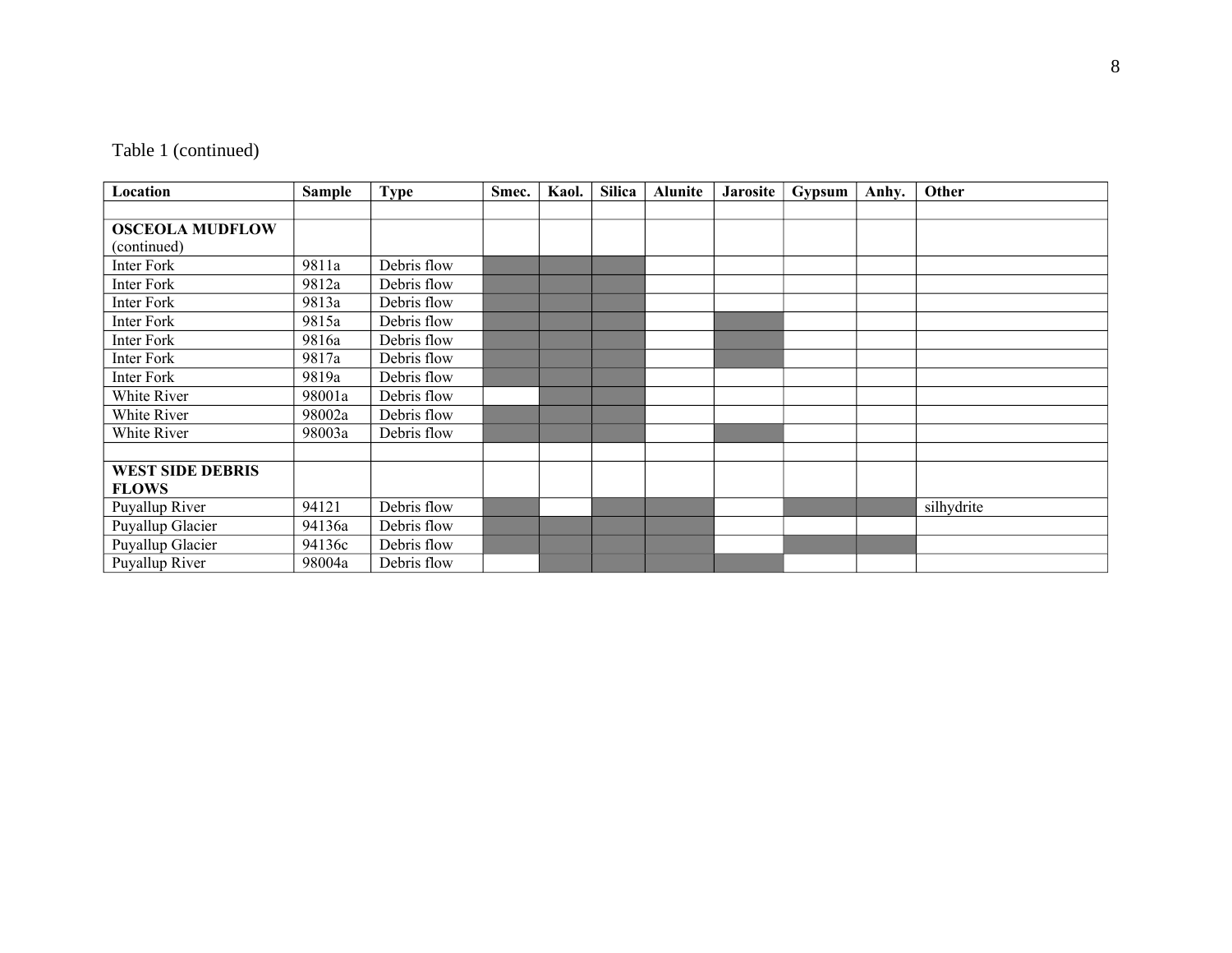Table 1 (continued)

| Location | Sample | Type | Smec. | Kaol. | Silica | Alunite | Jarosite | Gypsum | Anhy. | Other |
|---|---|---|---|---|---|---|---|---|---|---|
| | | | | | | | | | | |
| **OSCEOLA MUDFLOW** (continued) | | | | | | | | | | |
| Inter Fork | 9811a | Debris flow | ■ | ■ | ■ | | | | | |
| Inter Fork | 9812a | Debris flow | ■ | ■ | ■ | | | | | |
| Inter Fork | 9813a | Debris flow | ■ | ■ | ■ | | | | | |
| Inter Fork | 9815a | Debris flow | ■ | ■ | ■ | | ■ | | | |
| Inter Fork | 9816a | Debris flow | ■ | ■ | ■ | | ■ | | | |
| Inter Fork | 9817a | Debris flow | ■ | ■ | ■ | | ■ | | | |
| Inter Fork | 9819a | Debris flow | ■ | ■ | ■ | | | | | |
| White River | 98001a | Debris flow | | ■ | ■ | | | | | |
| White River | 98002a | Debris flow | ■ | ■ | ■ | | | | | |
| White River | 98003a | Debris flow | ■ | ■ | ■ | | ■ | | | |
| | | | | | | | | | | |
| **WEST SIDE DEBRIS FLOWS** | | | | | | | | | | |
| Puyallup River | 94121 | Debris flow | ■ | | ■ | ■ | | ■ | ■ | silhydrite |
| Puyallup Glacier | 94136a | Debris flow | ■ | ■ | ■ | ■ | | | | |
| Puyallup Glacier | 94136c | Debris flow | ■ | ■ | ■ | ■ | | ■ | ■ | |
| Puyallup River | 98004a | Debris flow | | ■ | ■ | ■ | ■ | | | |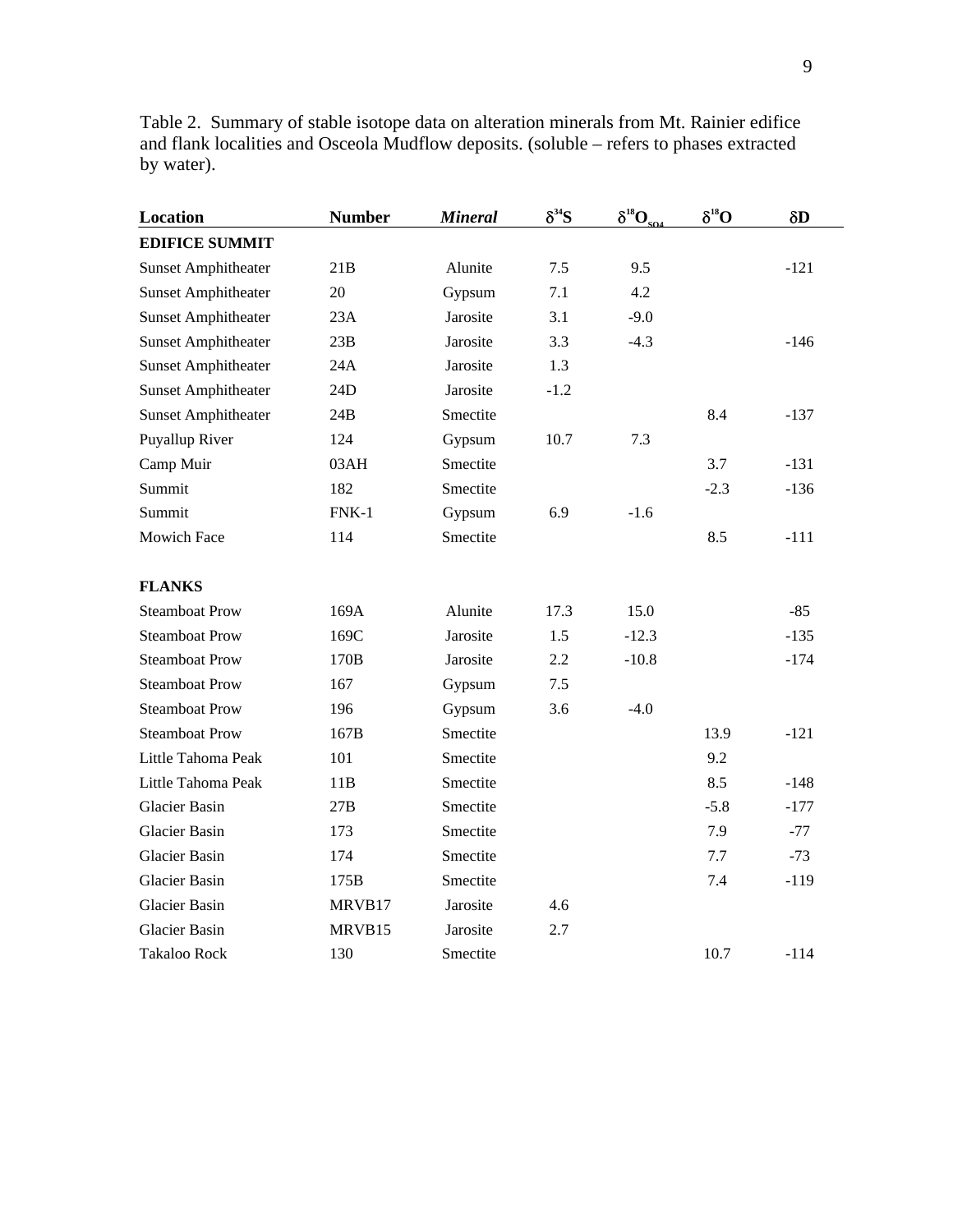Table 2. Summary of stable isotope data on alteration minerals from Mt. Rainier edifice and flank localities and Osceola Mudflow deposits. (soluble – refers to phases extracted by water).

| **Location** | **Number** | ***Mineral*** | $\delta^{34}S$ | $\delta^{18}O_{SO4}$ | $\delta^{18}O$ | $\delta D$ |
|---|---|---|---|---|---|---|
| **EDIFICE SUMMIT** | | | | | | |
| Sunset Amphitheater | 21B | Alunite | 7.5 | 9.5 | | -121 |
| Sunset Amphitheater | 20 | Gypsum | 7.1 | 4.2 | | |
| Sunset Amphitheater | 23A | Jarosite | 3.1 | -9.0 | | |
| Sunset Amphitheater | 23B | Jarosite | 3.3 | -4.3 | | -146 |
| Sunset Amphitheater | 24A | Jarosite | 1.3 | | | |
| Sunset Amphitheater | 24D | Jarosite | -1.2 | | | |
| Sunset Amphitheater | 24B | Smectite | | | 8.4 | -137 |
| Puyallup River | 124 | Gypsum | 10.7 | 7.3 | | |
| Camp Muir | 03AH | Smectite | | | 3.7 | -131 |
| Summit | 182 | Smectite | | | -2.3 | -136 |
| Summit | FNK-1 | Gypsum | 6.9 | -1.6 | | |
| Mowich Face | 114 | Smectite | | | 8.5 | -111 |
| **FLANKS** | | | | | | |
| Steamboat Prow | 169A | Alunite | 17.3 | 15.0 | | -85 |
| Steamboat Prow | 169C | Jarosite | 1.5 | -12.3 | | -135 |
| Steamboat Prow | 170B | Jarosite | 2.2 | -10.8 | | -174 |
| Steamboat Prow | 167 | Gypsum | 7.5 | | | |
| Steamboat Prow | 196 | Gypsum | 3.6 | -4.0 | | |
| Steamboat Prow | 167B | Smectite | | | 13.9 | -121 |
| Little Tahoma Peak | 101 | Smectite | | | 9.2 | |
| Little Tahoma Peak | 11B | Smectite | | | 8.5 | -148 |
| Glacier Basin | 27B | Smectite | | | -5.8 | -177 |
| Glacier Basin | 173 | Smectite | | | 7.9 | -77 |
| Glacier Basin | 174 | Smectite | | | 7.7 | -73 |
| Glacier Basin | 175B | Smectite | | | 7.4 | -119 |
| Glacier Basin | MRVB17 | Jarosite | 4.6 | | | |
| Glacier Basin | MRVB15 | Jarosite | 2.7 | | | |
| Takaloo Rock | 130 | Smectite | | | 10.7 | -114 |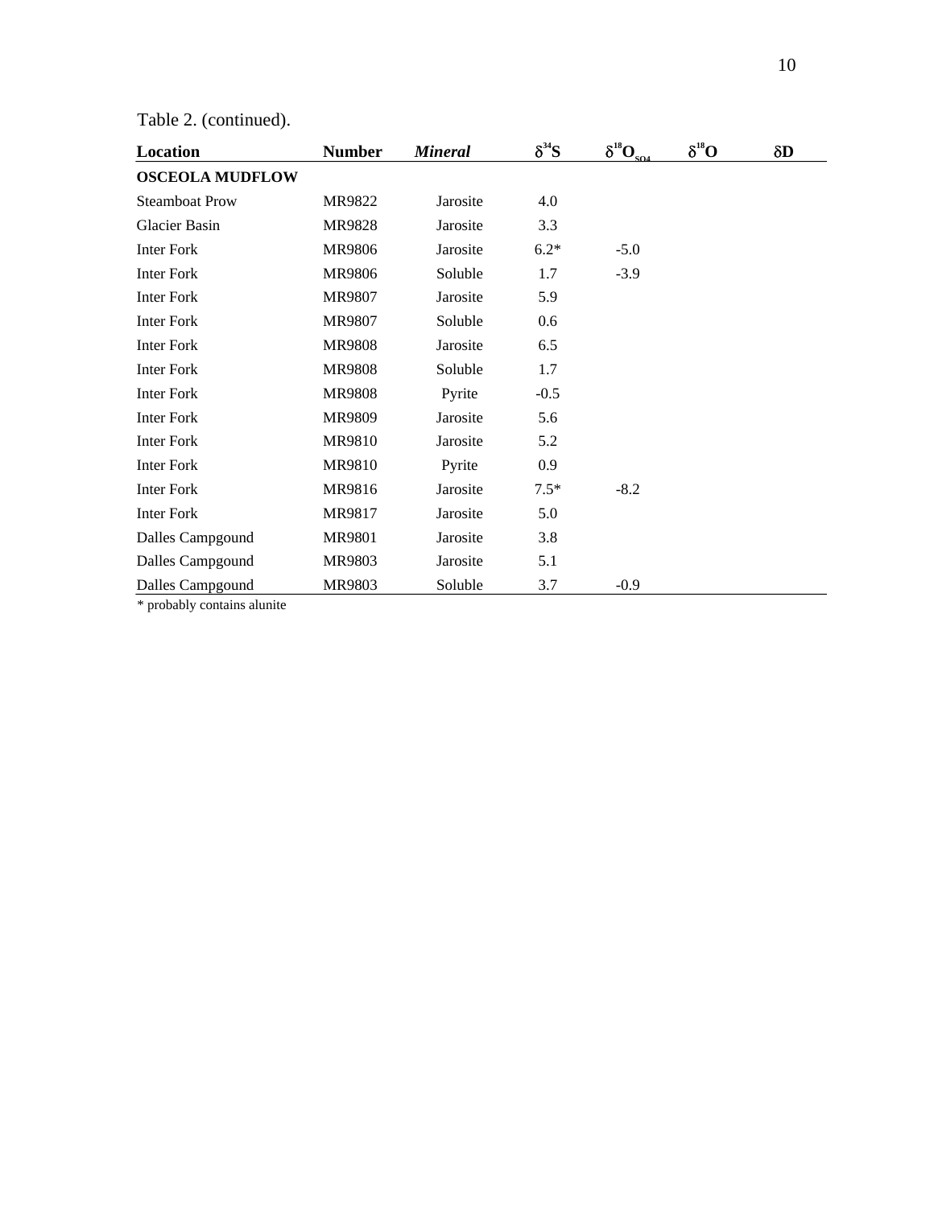Table 2. (continued).

| **Location** | **Number** | ***Mineral*** | **$\delta^{34}S$** | **$\delta^{18}O_{SO4}$** | **$\delta^{18}O$** | **$\delta D$** |
|---|---|---|---|---|---|---|
| **OSCEOLA MUDFLOW** | | | | | | |
| Steamboat Prow | MR9822 | Jarosite | 4.0 | | | |
| Glacier Basin | MR9828 | Jarosite | 3.3 | | | |
| Inter Fork | MR9806 | Jarosite | 6.2* | -5.0 | | |
| Inter Fork | MR9806 | Soluble | 1.7 | -3.9 | | |
| Inter Fork | MR9807 | Jarosite | 5.9 | | | |
| Inter Fork | MR9807 | Soluble | 0.6 | | | |
| Inter Fork | MR9808 | Jarosite | 6.5 | | | |
| Inter Fork | MR9808 | Soluble | 1.7 | | | |
| Inter Fork | MR9808 | Pyrite | -0.5 | | | |
| Inter Fork | MR9809 | Jarosite | 5.6 | | | |
| Inter Fork | MR9810 | Jarosite | 5.2 | | | |
| Inter Fork | MR9810 | Pyrite | 0.9 | | | |
| Inter Fork | MR9816 | Jarosite | 7.5* | -8.2 | | |
| Inter Fork | MR9817 | Jarosite | 5.0 | | | |
| Dalles Campgound | MR9801 | Jarosite | 3.8 | | | |
| Dalles Campgound | MR9803 | Jarosite | 5.1 | | | |
| Dalles Campgound | MR9803 | Soluble | 3.7 | -0.9 | | |

* probably contains alunite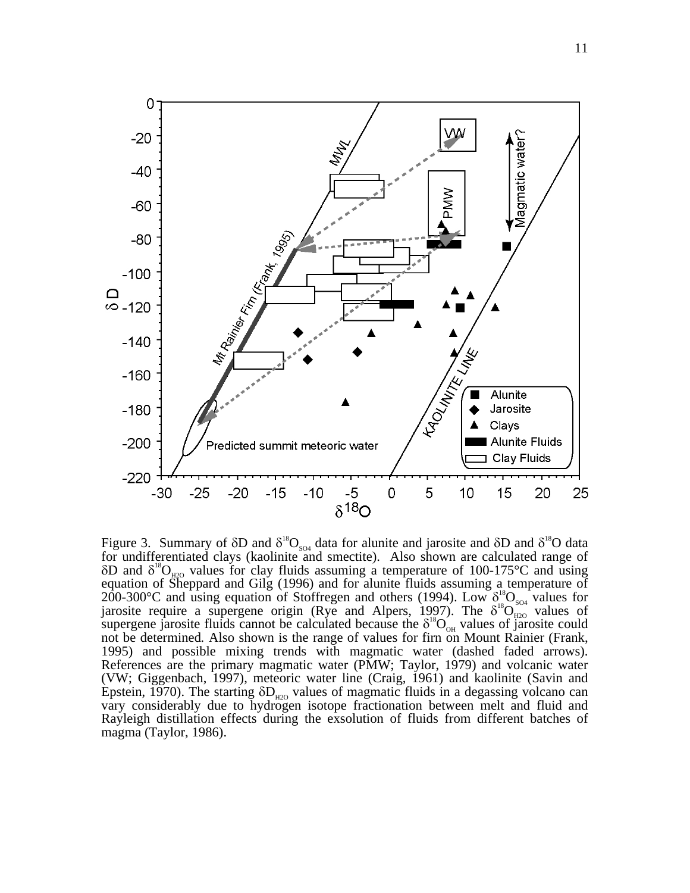Figure 3. Summary of $\delta D$ and $\delta^{18}O_{SO4}$ data for alunite and jarosite and $\delta D$ and $\delta^{18}O$ data for undifferentiated clays (kaolinite and smectite). Also shown are calculated range of $\delta D$ and $\delta^{18}O_{H2O}$ values for clay fluids assuming a temperature of 100-175°C and using equation of Sheppard and Gilg (1996) and for alunite fluids assuming a temperature of 200-300°C and using equation of Stoffregen and others (1994). Low $\delta^{18}O_{SO4}$ values for jarosite require a supergene origin (Rye and Alpers, 1997). The $\delta^{18}O_{H2O}$ values of supergene jarosite fluids cannot be calculated because the $\delta^{18}O_{OH}$ values of jarosite could not be determined. Also shown is the range of values for firn on Mount Rainier (Frank, 1995) and possible mixing trends with magmatic water (dashed faded arrows). References are the primary magmatic water (PMW; Taylor, 1979) and volcanic water (VW; Giggenbach, 1997), meteoric water line (Craig, 1961) and kaolinite (Savin and Epstein, 1970). The starting $\delta D_{H2O}$ values of magmatic fluids in a degassing volcano can vary considerably due to hydrogen isotope fractionation between melt and fluid and Rayleigh distillation effects during the exsolution of fluids from different batches of magma (Taylor, 1986).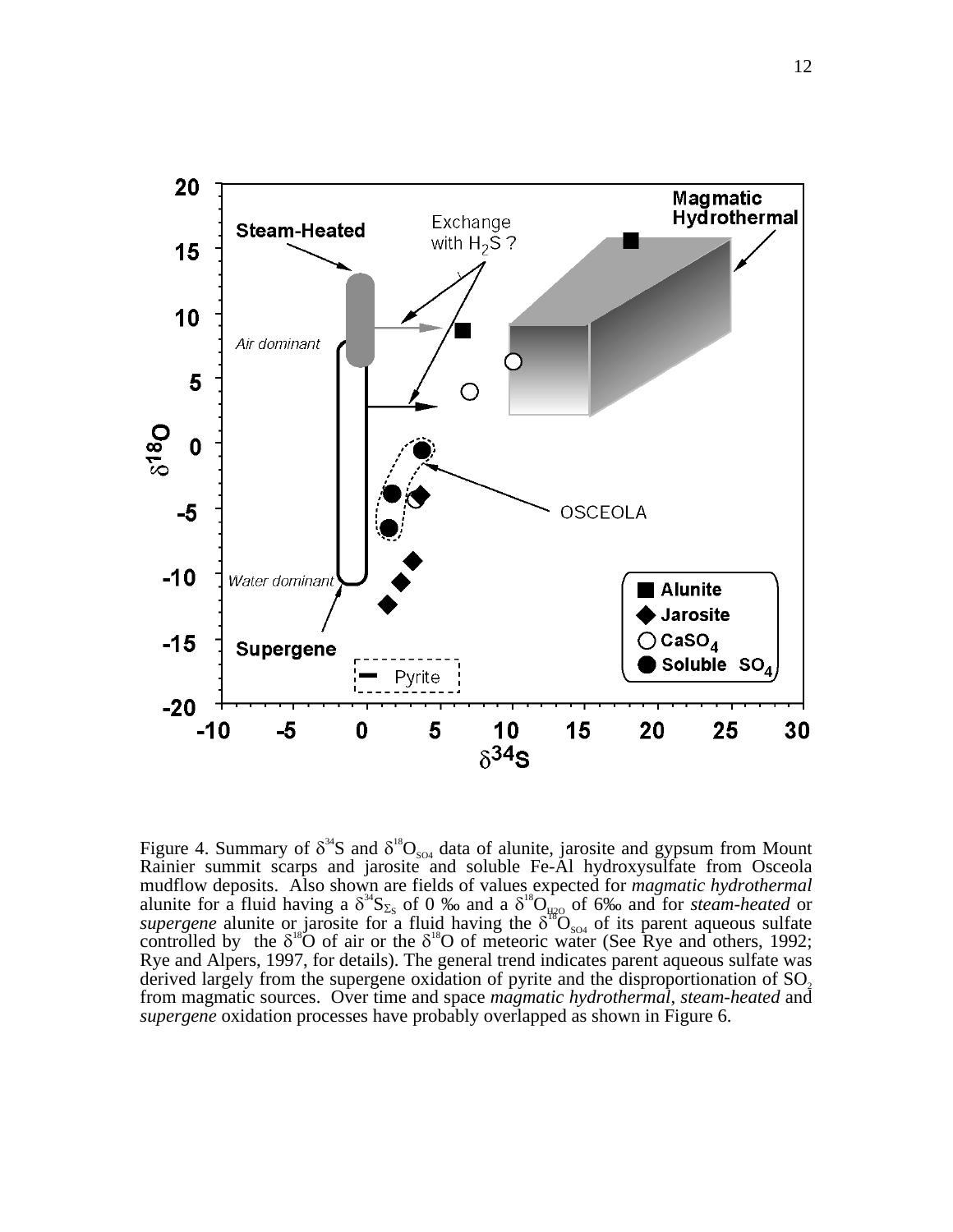Figure 4. Summary of $\delta^{34}S$ and $\delta^{18}O_{SO4}$ data of alunite, jarosite and gypsum from Mount Rainier summit scarps and jarosite and soluble Fe-Al hydroxysulfate from Osceola mudflow deposits. Also shown are fields of values expected for *magmatic hydrothermal* alunite for a fluid having a $\delta^{34}S_{\Sigma S}$ of 0 ‰ and a $\delta^{18}O_{H2O}$ of 6‰ and for *steam-heated* or *supergene* alunite or jarosite for a fluid having the $\delta^{18}O_{SO4}$ of its parent aqueous sulfate controlled by the $\delta^{18}O$ of air or the $\delta^{18}O$ of meteoric water (See Rye and others, 1992; Rye and Alpers, 1997, for details). The general trend indicates parent aqueous sulfate was derived largely from the supergene oxidation of pyrite and the disproportionation of $SO_2$ from magmatic sources. Over time and space *magmatic hydrothermal*, *steam-heated* and *supergene* oxidation processes have probably overlapped as shown in Figure 6.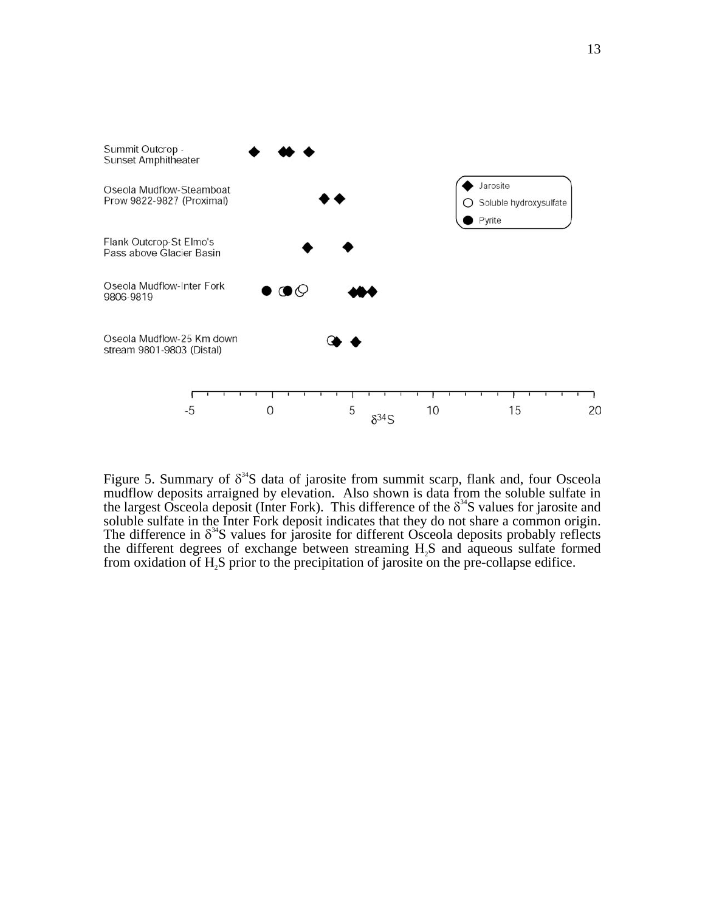Figure 5. Summary of $\delta^{34}S$ data of jarosite from summit scarp, flank and, four Osceola mudflow deposits arraigned by elevation. Also shown is data from the soluble sulfate in the largest Osceola deposit (Inter Fork). This difference of the $\delta^{34}S$ values for jarosite and soluble sulfate in the Inter Fork deposit indicates that they do not share a common origin. The difference in $\delta^{34}S$ values for jarosite for different Osceola deposits probably reflects the different degrees of exchange between streaming $H_2S$ and aqueous sulfate formed from oxidation of $H_2S$ prior to the precipitation of jarosite on the pre-collapse edifice.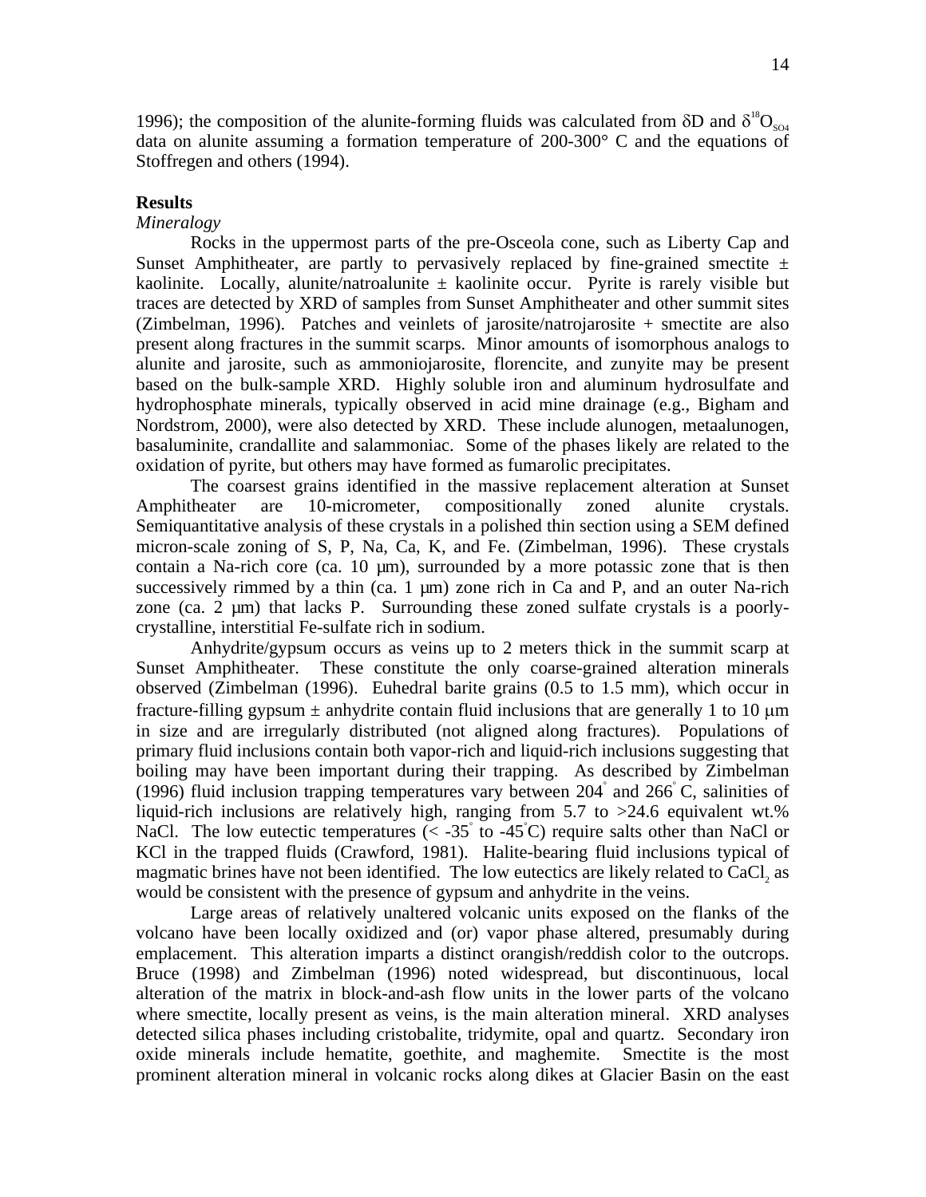1996); the composition of the alunite-forming fluids was calculated from $\delta D$ and $\delta^{18}O_{SO4}$ data on alunite assuming a formation temperature of 200-300° C and the equations of Stoffregen and others (1994).

**Results**

*Mineralogy*

Rocks in the uppermost parts of the pre-Osceola cone, such as Liberty Cap and Sunset Amphitheater, are partly to pervasively replaced by fine-grained smectite ± kaolinite. Locally, alunite/natroalunite ± kaolinite occur. Pyrite is rarely visible but traces are detected by XRD of samples from Sunset Amphitheater and other summit sites (Zimbelman, 1996). Patches and veinlets of jarosite/natrojarosite + smectite are also present along fractures in the summit scarps. Minor amounts of isomorphous analogs to alunite and jarosite, such as ammoniojarosite, florencite, and zunyite may be present based on the bulk-sample XRD. Highly soluble iron and aluminum hydrosulfate and hydrophosphate minerals, typically observed in acid mine drainage (e.g., Bigham and Nordstrom, 2000), were also detected by XRD. These include alunogen, metaalunogen, basaluminite, crandallite and salammoniac. Some of the phases likely are related to the oxidation of pyrite, but others may have formed as fumarolic precipitates.

The coarsest grains identified in the massive replacement alteration at Sunset Amphitheater are 10-micrometer, compositionally zoned alunite crystals. Semiquantitative analysis of these crystals in a polished thin section using a SEM defined micron-scale zoning of S, P, Na, Ca, K, and Fe. (Zimbelman, 1996). These crystals contain a Na-rich core (ca. 10 µm), surrounded by a more potassic zone that is then successively rimmed by a thin (ca. 1 µm) zone rich in Ca and P, and an outer Na-rich zone (ca. 2 µm) that lacks P. Surrounding these zoned sulfate crystals is a poorly-crystalline, interstitial Fe-sulfate rich in sodium.

Anhydrite/gypsum occurs as veins up to 2 meters thick in the summit scarp at Sunset Amphitheater. These constitute the only coarse-grained alteration minerals observed (Zimbelman (1996). Euhedral barite grains (0.5 to 1.5 mm), which occur in fracture-filling gypsum ± anhydrite contain fluid inclusions that are generally 1 to 10 µm in size and are irregularly distributed (not aligned along fractures). Populations of primary fluid inclusions contain both vapor-rich and liquid-rich inclusions suggesting that boiling may have been important during their trapping. As described by Zimbelman (1996) fluid inclusion trapping temperatures vary between 204° and 266° C, salinities of liquid-rich inclusions are relatively high, ranging from 5.7 to >24.6 equivalent wt.% NaCl. The low eutectic temperatures (< -35° to -45°C) require salts other than NaCl or KCl in the trapped fluids (Crawford, 1981). Halite-bearing fluid inclusions typical of magmatic brines have not been identified. The low eutectics are likely related to $CaCl_2$ as would be consistent with the presence of gypsum and anhydrite in the veins.

Large areas of relatively unaltered volcanic units exposed on the flanks of the volcano have been locally oxidized and (or) vapor phase altered, presumably during emplacement. This alteration imparts a distinct orangish/reddish color to the outcrops. Bruce (1998) and Zimbelman (1996) noted widespread, but discontinuous, local alteration of the matrix in block-and-ash flow units in the lower parts of the volcano where smectite, locally present as veins, is the main alteration mineral. XRD analyses detected silica phases including cristobalite, tridymite, opal and quartz. Secondary iron oxide minerals include hematite, goethite, and maghemite. Smectite is the most prominent alteration mineral in volcanic rocks along dikes at Glacier Basin on the east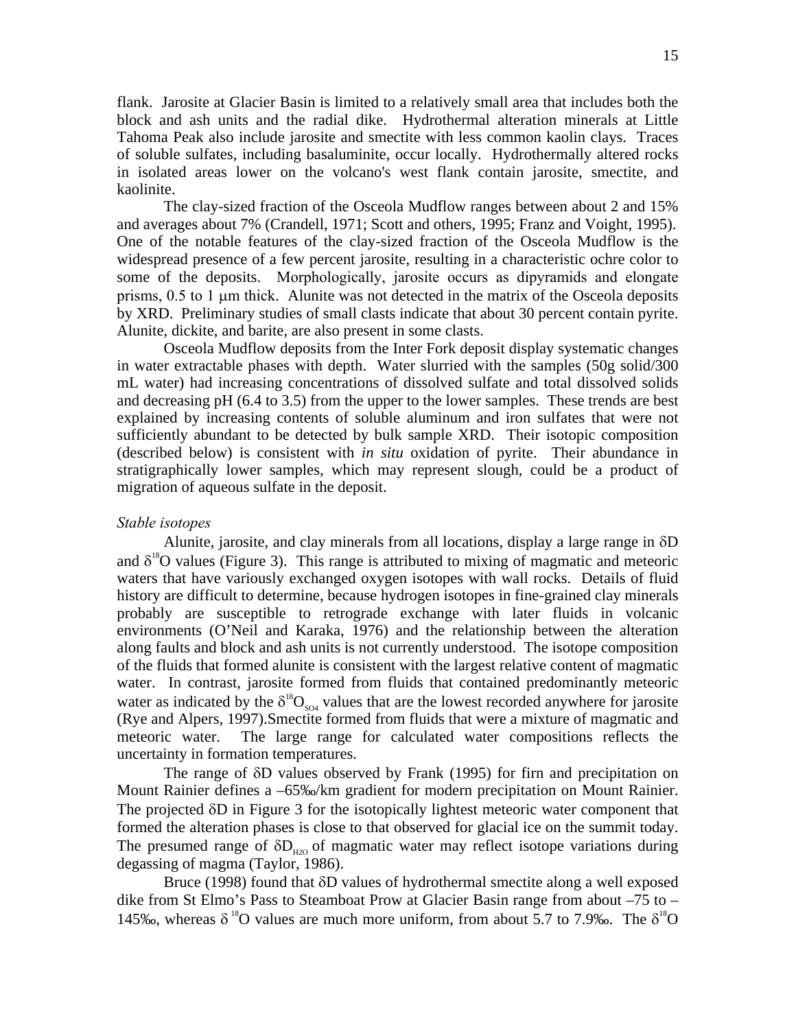flank. Jarosite at Glacier Basin is limited to a relatively small area that includes both the block and ash units and the radial dike. Hydrothermal alteration minerals at Little Tahoma Peak also include jarosite and smectite with less common kaolin clays. Traces of soluble sulfates, including basaluminite, occur locally. Hydrothermally altered rocks in isolated areas lower on the volcano's west flank contain jarosite, smectite, and kaolinite.

The clay-sized fraction of the Osceola Mudflow ranges between about 2 and 15% and averages about 7% (Crandell, 1971; Scott and others, 1995; Franz and Voight, 1995). One of the notable features of the clay-sized fraction of the Osceola Mudflow is the widespread presence of a few percent jarosite, resulting in a characteristic ochre color to some of the deposits. Morphologically, jarosite occurs as dipyramids and elongate prisms, 0.5 to 1 μm thick. Alunite was not detected in the matrix of the Osceola deposits by XRD. Preliminary studies of small clasts indicate that about 30 percent contain pyrite. Alunite, dickite, and barite, are also present in some clasts.

Osceola Mudflow deposits from the Inter Fork deposit display systematic changes in water extractable phases with depth. Water slurried with the samples (50g solid/300 mL water) had increasing concentrations of dissolved sulfate and total dissolved solids and decreasing pH (6.4 to 3.5) from the upper to the lower samples. These trends are best explained by increasing contents of soluble aluminum and iron sulfates that were not sufficiently abundant to be detected by bulk sample XRD. Their isotopic composition (described below) is consistent with *in situ* oxidation of pyrite. Their abundance in stratigraphically lower samples, which may represent slough, could be a product of migration of aqueous sulfate in the deposit.

*Stable isotopes*

Alunite, jarosite, and clay minerals from all locations, display a large range in $\delta D$ and $\delta^{18}O$ values (Figure 3). This range is attributed to mixing of magmatic and meteoric waters that have variously exchanged oxygen isotopes with wall rocks. Details of fluid history are difficult to determine, because hydrogen isotopes in fine-grained clay minerals probably are susceptible to retrograde exchange with later fluids in volcanic environments (O'Neil and Karaka, 1976) and the relationship between the alteration along faults and block and ash units is not currently understood. The isotope composition of the fluids that formed alunite is consistent with the largest relative content of magmatic water. In contrast, jarosite formed from fluids that contained predominantly meteoric water as indicated by the $\delta^{18}O_{SO4}$ values that are the lowest recorded anywhere for jarosite (Rye and Alpers, 1997).Smectite formed from fluids that were a mixture of magmatic and meteoric water. The large range for calculated water compositions reflects the uncertainty in formation temperatures.

The range of $\delta D$ values observed by Frank (1995) for firn and precipitation on Mount Rainier defines a –65‰/km gradient for modern precipitation on Mount Rainier. The projected $\delta D$ in Figure 3 for the isotopically lightest meteoric water component that formed the alteration phases is close to that observed for glacial ice on the summit today. The presumed range of $\delta D_{H2O}$ of magmatic water may reflect isotope variations during degassing of magma (Taylor, 1986).

Bruce (1998) found that $\delta D$ values of hydrothermal smectite along a well exposed dike from St Elmo's Pass to Steamboat Prow at Glacier Basin range from about –75 to –145‰, whereas $\delta^{18}O$ values are much more uniform, from about 5.7 to 7.9‰. The $\delta^{18}O$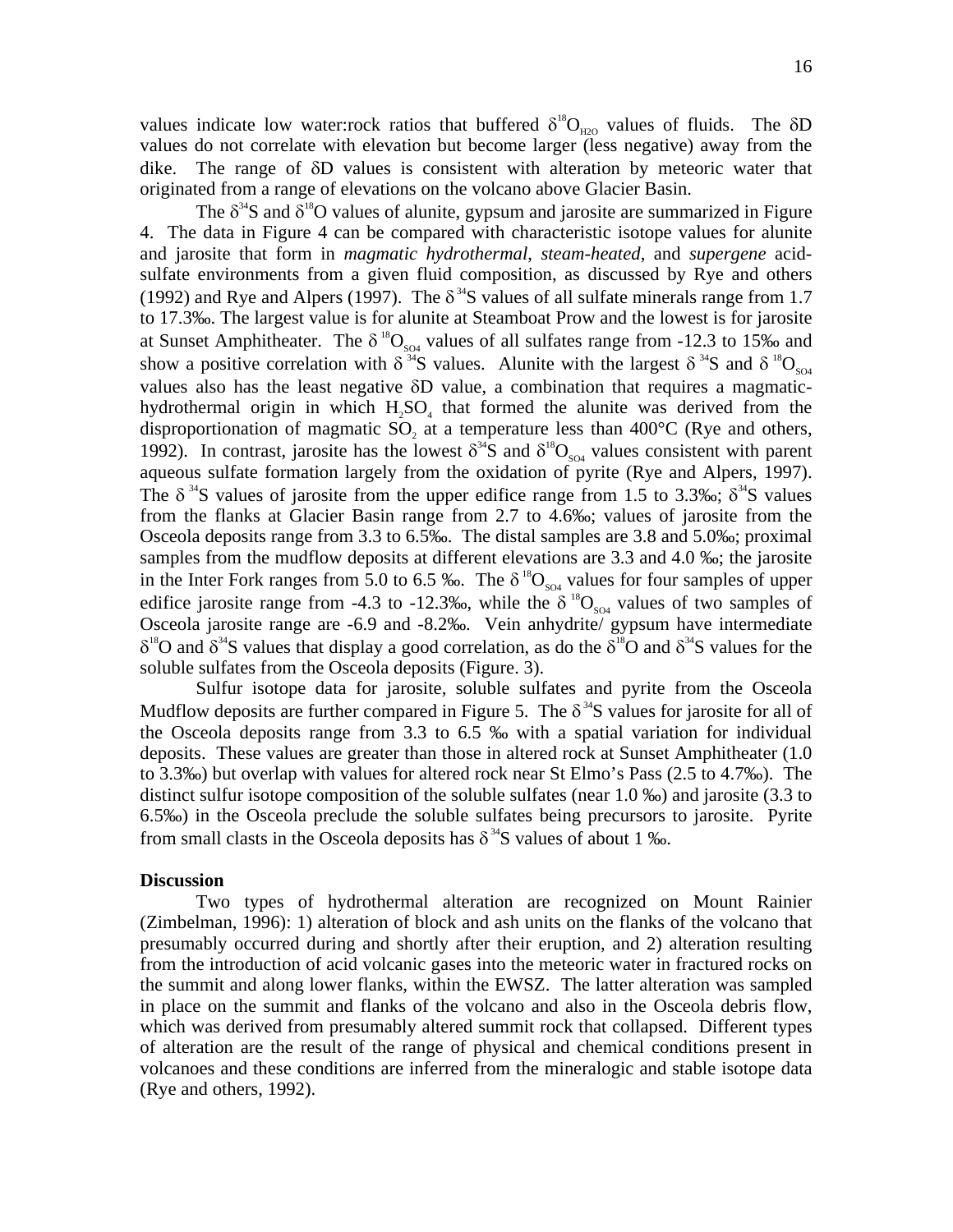values indicate low water:rock ratios that buffered $\delta^{18}O_{H2O}$ values of fluids. The $\delta D$ values do not correlate with elevation but become larger (less negative) away from the dike. The range of $\delta D$ values is consistent with alteration by meteoric water that originated from a range of elevations on the volcano above Glacier Basin.

The $\delta^{34}S$ and $\delta^{18}O$ values of alunite, gypsum and jarosite are summarized in Figure 4. The data in Figure 4 can be compared with characteristic isotope values for alunite and jarosite that form in *magmatic hydrothermal*, *steam-heated*, and *supergene* acid-sulfate environments from a given fluid composition, as discussed by Rye and others (1992) and Rye and Alpers (1997). The $\delta^{34}S$ values of all sulfate minerals range from 1.7 to 17.3‰. The largest value is for alunite at Steamboat Prow and the lowest is for jarosite at Sunset Amphitheater. The $\delta^{18}O_{SO4}$ values of all sulfates range from -12.3 to 15‰ and show a positive correlation with $\delta^{34}S$ values. Alunite with the largest $\delta^{34}S$ and $\delta^{18}O_{SO4}$ values also has the least negative $\delta D$ value, a combination that requires a magmatic-hydrothermal origin in which $H_2SO_4$ that formed the alunite was derived from the disproportionation of magmatic $SO_2$ at a temperature less than 400°C (Rye and others, 1992). In contrast, jarosite has the lowest $\delta^{34}S$ and $\delta^{18}O_{SO4}$ values consistent with parent aqueous sulfate formation largely from the oxidation of pyrite (Rye and Alpers, 1997). The $\delta^{34}S$ values of jarosite from the upper edifice range from 1.5 to 3.3‰; $\delta^{34}S$ values from the flanks at Glacier Basin range from 2.7 to 4.6‰; values of jarosite from the Osceola deposits range from 3.3 to 6.5‰. The distal samples are 3.8 and 5.0‰; proximal samples from the mudflow deposits at different elevations are 3.3 and 4.0 ‰; the jarosite in the Inter Fork ranges from 5.0 to 6.5 ‰. The $\delta^{18}O_{SO4}$ values for four samples of upper edifice jarosite range from -4.3 to -12.3‰, while the $\delta^{18}O_{SO4}$ values of two samples of Osceola jarosite range are -6.9 and -8.2‰. Vein anhydrite/ gypsum have intermediate $\delta^{18}O$ and $\delta^{34}S$ values that display a good correlation, as do the $\delta^{18}O$ and $\delta^{34}S$ values for the soluble sulfates from the Osceola deposits (Figure. 3).

Sulfur isotope data for jarosite, soluble sulfates and pyrite from the Osceola Mudflow deposits are further compared in Figure 5. The $\delta^{34}S$ values for jarosite for all of the Osceola deposits range from 3.3 to 6.5 ‰ with a spatial variation for individual deposits. These values are greater than those in altered rock at Sunset Amphitheater (1.0 to 3.3‰) but overlap with values for altered rock near St Elmo's Pass (2.5 to 4.7‰). The distinct sulfur isotope composition of the soluble sulfates (near 1.0 ‰) and jarosite (3.3 to 6.5‰) in the Osceola preclude the soluble sulfates being precursors to jarosite. Pyrite from small clasts in the Osceola deposits has $\delta^{34}S$ values of about 1 ‰.

**Discussion**

Two types of hydrothermal alteration are recognized on Mount Rainier (Zimbelman, 1996): 1) alteration of block and ash units on the flanks of the volcano that presumably occurred during and shortly after their eruption, and 2) alteration resulting from the introduction of acid volcanic gases into the meteoric water in fractured rocks on the summit and along lower flanks, within the EWSZ. The latter alteration was sampled in place on the summit and flanks of the volcano and also in the Osceola debris flow, which was derived from presumably altered summit rock that collapsed. Different types of alteration are the result of the range of physical and chemical conditions present in volcanoes and these conditions are inferred from the mineralogic and stable isotope data (Rye and others, 1992).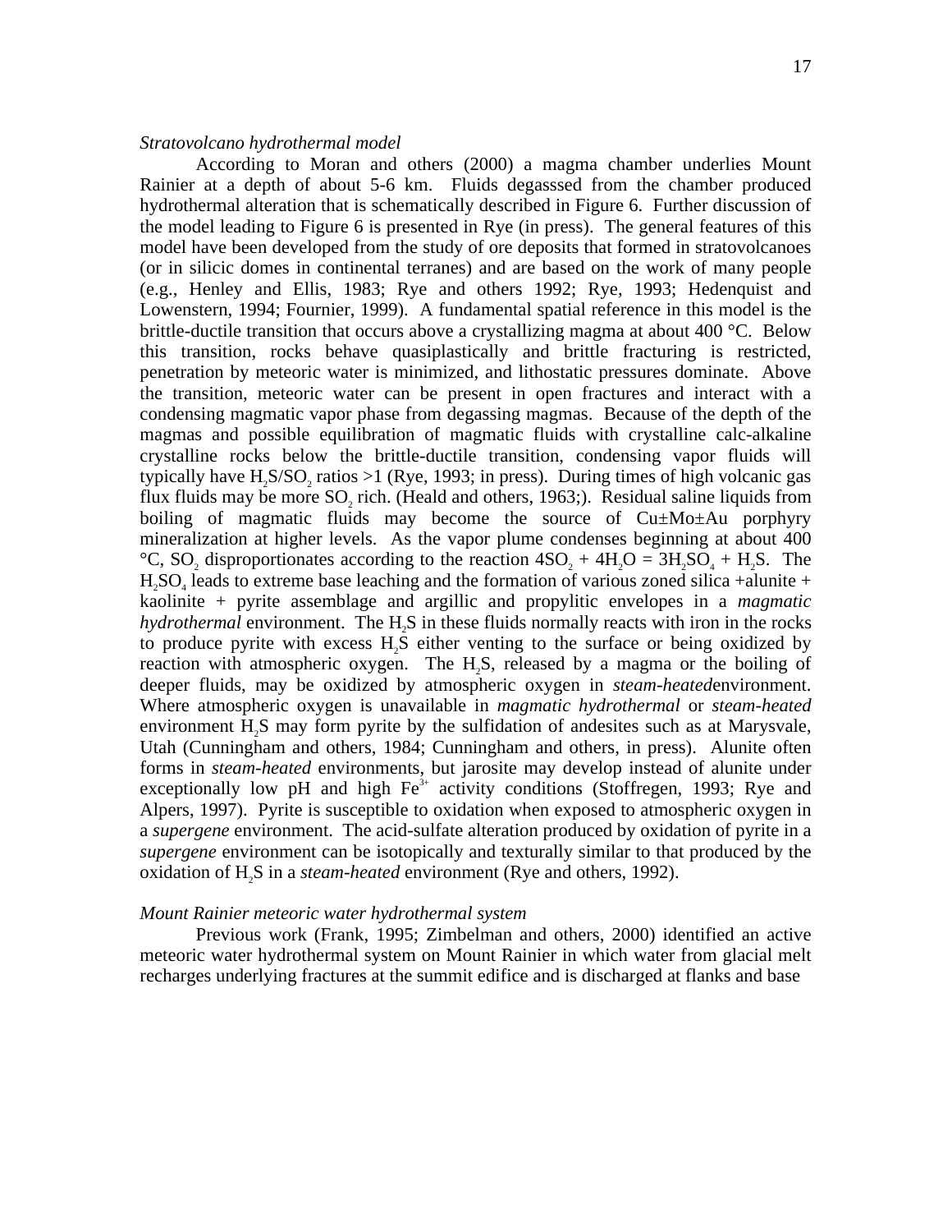*Stratovolcano hydrothermal model*

According to Moran and others (2000) a magma chamber underlies Mount Rainier at a depth of about 5-6 km. Fluids degasssed from the chamber produced hydrothermal alteration that is schematically described in Figure 6. Further discussion of the model leading to Figure 6 is presented in Rye (in press). The general features of this model have been developed from the study of ore deposits that formed in stratovolcanoes (or in silicic domes in continental terranes) and are based on the work of many people (e.g., Henley and Ellis, 1983; Rye and others 1992; Rye, 1993; Hedenquist and Lowenstern, 1994; Fournier, 1999). A fundamental spatial reference in this model is the brittle-ductile transition that occurs above a crystallizing magma at about 400 °C. Below this transition, rocks behave quasiplastically and brittle fracturing is restricted, penetration by meteoric water is minimized, and lithostatic pressures dominate. Above the transition, meteoric water can be present in open fractures and interact with a condensing magmatic vapor phase from degassing magmas. Because of the depth of the magmas and possible equilibration of magmatic fluids with crystalline calc-alkaline crystalline rocks below the brittle-ductile transition, condensing vapor fluids will typically have $H_2S/SO_2$ ratios >1 (Rye, 1993; in press). During times of high volcanic gas flux fluids may be more $SO_2$ rich. (Heald and others, 1963;). Residual saline liquids from boiling of magmatic fluids may become the source of Cu±Mo±Au porphyry mineralization at higher levels. As the vapor plume condenses beginning at about 400 °C, $SO_2$ disproportionates according to the reaction $4SO_2 + 4H_2O = 3H_2SO_4 + H_2S$. The $H_2SO_4$ leads to extreme base leaching and the formation of various zoned silica +alunite + kaolinite + pyrite assemblage and argillic and propylitic envelopes in a *magmatic hydrothermal* environment. The $H_2S$ in these fluids normally reacts with iron in the rocks to produce pyrite with excess $H_2S$ either venting to the surface or being oxidized by reaction with atmospheric oxygen. The $H_2S$, released by a magma or the boiling of deeper fluids, may be oxidized by atmospheric oxygen in *steam-heated*environment. Where atmospheric oxygen is unavailable in *magmatic hydrothermal* or *steam-heated* environment $H_2S$ may form pyrite by the sulfidation of andesites such as at Marysvale, Utah (Cunningham and others, 1984; Cunningham and others, in press). Alunite often forms in *steam-heated* environments, but jarosite may develop instead of alunite under exceptionally low pH and high $Fe^{3+}$ activity conditions (Stoffregen, 1993; Rye and Alpers, 1997). Pyrite is susceptible to oxidation when exposed to atmospheric oxygen in a *supergene* environment. The acid-sulfate alteration produced by oxidation of pyrite in a *supergene* environment can be isotopically and texturally similar to that produced by the oxidation of $H_2S$ in a *steam-heated* environment (Rye and others, 1992).

*Mount Rainier meteoric water hydrothermal system*

Previous work (Frank, 1995; Zimbelman and others, 2000) identified an active meteoric water hydrothermal system on Mount Rainier in which water from glacial melt recharges underlying fractures at the summit edifice and is discharged at flanks and base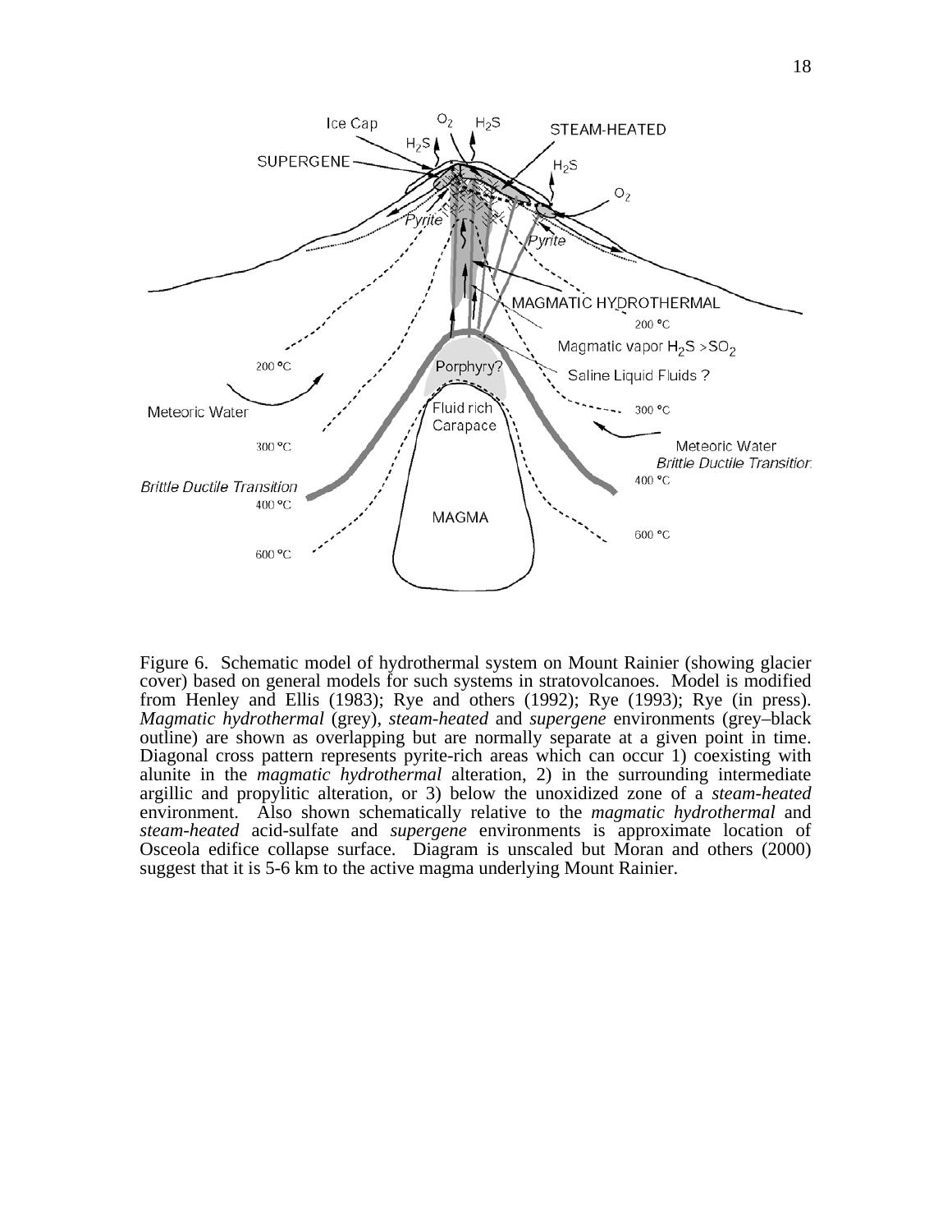Figure 6. Schematic model of hydrothermal system on Mount Rainier (showing glacier cover) based on general models for such systems in stratovolcanoes. Model is modified from Henley and Ellis (1983); Rye and others (1992); Rye (1993); Rye (in press). *Magmatic hydrothermal* (grey), *steam-heated* and *supergene* environments (grey–black outline) are shown as overlapping but are normally separate at a given point in time. Diagonal cross pattern represents pyrite-rich areas which can occur 1) coexisting with alunite in the *magmatic hydrothermal* alteration, 2) in the surrounding intermediate argillic and propylitic alteration, or 3) below the unoxidized zone of a *steam-heated* environment. Also shown schematically relative to the *magmatic hydrothermal* and *steam-heated* acid-sulfate and *supergene* environments is approximate location of Osceola edifice collapse surface. Diagram is unscaled but Moran and others (2000) suggest that it is 5-6 km to the active magma underlying Mount Rainier.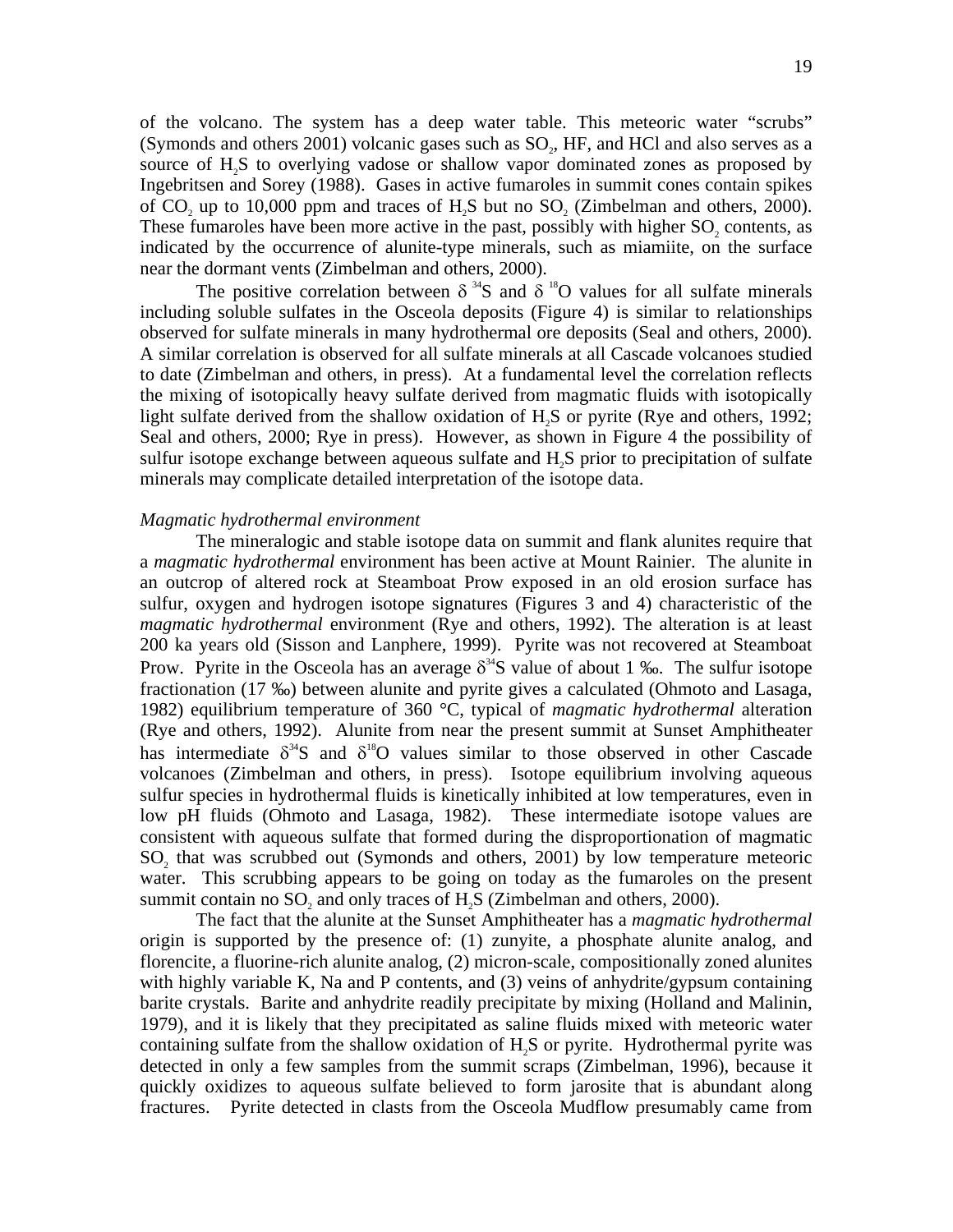of the volcano. The system has a deep water table. This meteoric water "scrubs" (Symonds and others 2001) volcanic gases such as $SO_2$, HF, and HCl and also serves as a source of $H_2S$ to overlying vadose or shallow vapor dominated zones as proposed by Ingebritsen and Sorey (1988). Gases in active fumaroles in summit cones contain spikes of $CO_2$ up to 10,000 ppm and traces of $H_2S$ but no $SO_2$ (Zimbelman and others, 2000). These fumaroles have been more active in the past, possibly with higher $SO_2$ contents, as indicated by the occurrence of alunite-type minerals, such as miamiite, on the surface near the dormant vents (Zimbelman and others, 2000).

The positive correlation between $\delta^{34}S$ and $\delta^{18}O$ values for all sulfate minerals including soluble sulfates in the Osceola deposits (Figure 4) is similar to relationships observed for sulfate minerals in many hydrothermal ore deposits (Seal and others, 2000). A similar correlation is observed for all sulfate minerals at all Cascade volcanoes studied to date (Zimbelman and others, in press). At a fundamental level the correlation reflects the mixing of isotopically heavy sulfate derived from magmatic fluids with isotopically light sulfate derived from the shallow oxidation of $H_2S$ or pyrite (Rye and others, 1992; Seal and others, 2000; Rye in press). However, as shown in Figure 4 the possibility of sulfur isotope exchange between aqueous sulfate and $H_2S$ prior to precipitation of sulfate minerals may complicate detailed interpretation of the isotope data.

*Magmatic hydrothermal environment*

The mineralogic and stable isotope data on summit and flank alunites require that a *magmatic hydrothermal* environment has been active at Mount Rainier. The alunite in an outcrop of altered rock at Steamboat Prow exposed in an old erosion surface has sulfur, oxygen and hydrogen isotope signatures (Figures 3 and 4) characteristic of the *magmatic hydrothermal* environment (Rye and others, 1992). The alteration is at least 200 ka years old (Sisson and Lanphere, 1999). Pyrite was not recovered at Steamboat Prow. Pyrite in the Osceola has an average $\delta^{34}S$ value of about 1 ‰. The sulfur isotope fractionation (17 ‰) between alunite and pyrite gives a calculated (Ohmoto and Lasaga, 1982) equilibrium temperature of 360 °C, typical of *magmatic hydrothermal* alteration (Rye and others, 1992). Alunite from near the present summit at Sunset Amphitheater has intermediate $\delta^{34}S$ and $\delta^{18}O$ values similar to those observed in other Cascade volcanoes (Zimbelman and others, in press). Isotope equilibrium involving aqueous sulfur species in hydrothermal fluids is kinetically inhibited at low temperatures, even in low pH fluids (Ohmoto and Lasaga, 1982). These intermediate isotope values are consistent with aqueous sulfate that formed during the disproportionation of magmatic $SO_2$ that was scrubbed out (Symonds and others, 2001) by low temperature meteoric water. This scrubbing appears to be going on today as the fumaroles on the present summit contain no $SO_2$ and only traces of $H_2S$ (Zimbelman and others, 2000).

The fact that the alunite at the Sunset Amphitheater has a *magmatic hydrothermal* origin is supported by the presence of: (1) zunyite, a phosphate alunite analog, and florencite, a fluorine-rich alunite analog, (2) micron-scale, compositionally zoned alunites with highly variable K, Na and P contents, and (3) veins of anhydrite/gypsum containing barite crystals. Barite and anhydrite readily precipitate by mixing (Holland and Malinin, 1979), and it is likely that they precipitated as saline fluids mixed with meteoric water containing sulfate from the shallow oxidation of $H_2S$ or pyrite. Hydrothermal pyrite was detected in only a few samples from the summit scraps (Zimbelman, 1996), because it quickly oxidizes to aqueous sulfate believed to form jarosite that is abundant along fractures. Pyrite detected in clasts from the Osceola Mudflow presumably came from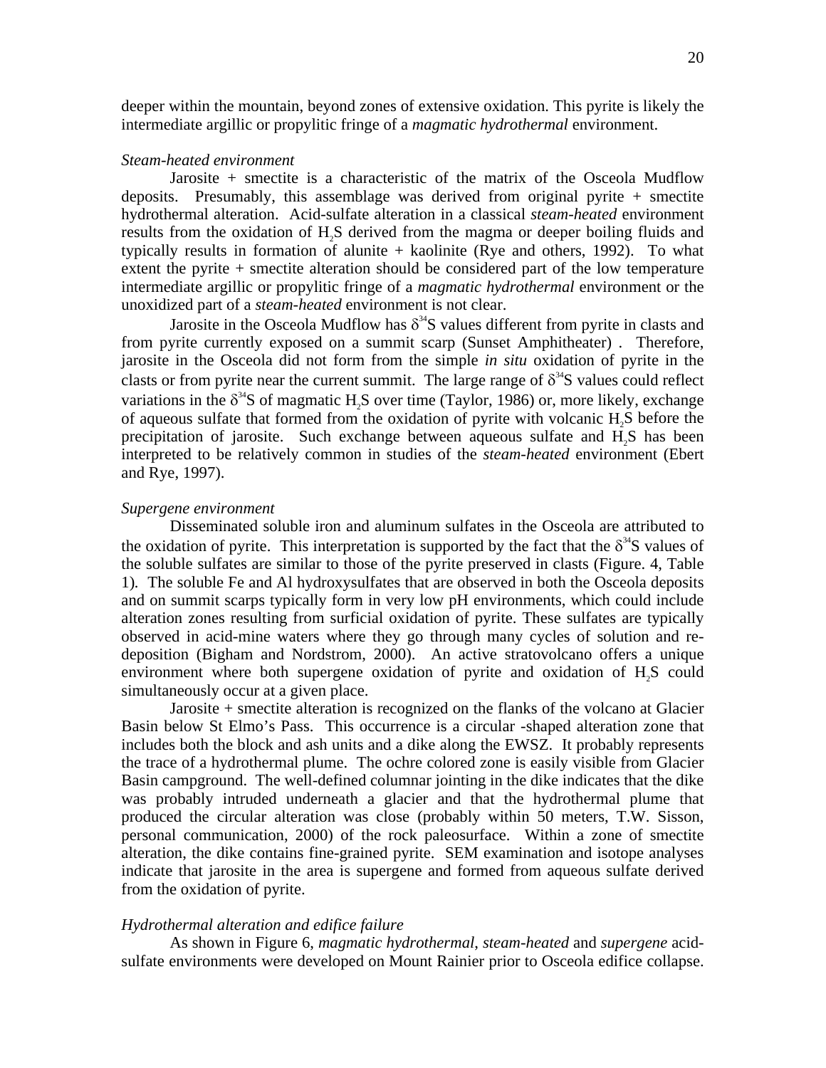deeper within the mountain, beyond zones of extensive oxidation. This pyrite is likely the intermediate argillic or propylitic fringe of a *magmatic hydrothermal* environment.

*Steam-heated environment*

Jarosite + smectite is a characteristic of the matrix of the Osceola Mudflow deposits. Presumably, this assemblage was derived from original pyrite + smectite hydrothermal alteration. Acid-sulfate alteration in a classical *steam-heated* environment results from the oxidation of $H_2S$ derived from the magma or deeper boiling fluids and typically results in formation of alunite + kaolinite (Rye and others, 1992). To what extent the pyrite + smectite alteration should be considered part of the low temperature intermediate argillic or propylitic fringe of a *magmatic hydrothermal* environment or the unoxidized part of a *steam-heated* environment is not clear.

Jarosite in the Osceola Mudflow has $\delta^{34}S$ values different from pyrite in clasts and from pyrite currently exposed on a summit scarp (Sunset Amphitheater) . Therefore, jarosite in the Osceola did not form from the simple *in situ* oxidation of pyrite in the clasts or from pyrite near the current summit. The large range of $\delta^{34}S$ values could reflect variations in the $\delta^{34}S$ of magmatic $H_2S$ over time (Taylor, 1986) or, more likely, exchange of aqueous sulfate that formed from the oxidation of pyrite with volcanic $H_2S$ before the precipitation of jarosite. Such exchange between aqueous sulfate and $H_2S$ has been interpreted to be relatively common in studies of the *steam-heated* environment (Ebert and Rye, 1997).

*Supergene environment*

Disseminated soluble iron and aluminum sulfates in the Osceola are attributed to the oxidation of pyrite. This interpretation is supported by the fact that the $\delta^{34}S$ values of the soluble sulfates are similar to those of the pyrite preserved in clasts (Figure. 4, Table 1). The soluble Fe and Al hydroxysulfates that are observed in both the Osceola deposits and on summit scarps typically form in very low pH environments, which could include alteration zones resulting from surficial oxidation of pyrite. These sulfates are typically observed in acid-mine waters where they go through many cycles of solution and re-deposition (Bigham and Nordstrom, 2000). An active stratovolcano offers a unique environment where both supergene oxidation of pyrite and oxidation of $H_2S$ could simultaneously occur at a given place.

Jarosite + smectite alteration is recognized on the flanks of the volcano at Glacier Basin below St Elmo's Pass. This occurrence is a circular -shaped alteration zone that includes both the block and ash units and a dike along the EWSZ. It probably represents the trace of a hydrothermal plume. The ochre colored zone is easily visible from Glacier Basin campground. The well-defined columnar jointing in the dike indicates that the dike was probably intruded underneath a glacier and that the hydrothermal plume that produced the circular alteration was close (probably within 50 meters, T.W. Sisson, personal communication, 2000) of the rock paleosurface. Within a zone of smectite alteration, the dike contains fine-grained pyrite. SEM examination and isotope analyses indicate that jarosite in the area is supergene and formed from aqueous sulfate derived from the oxidation of pyrite.

*Hydrothermal alteration and edifice failure*

As shown in Figure 6, *magmatic hydrothermal*, *steam-heated* and *supergene* acid-sulfate environments were developed on Mount Rainier prior to Osceola edifice collapse.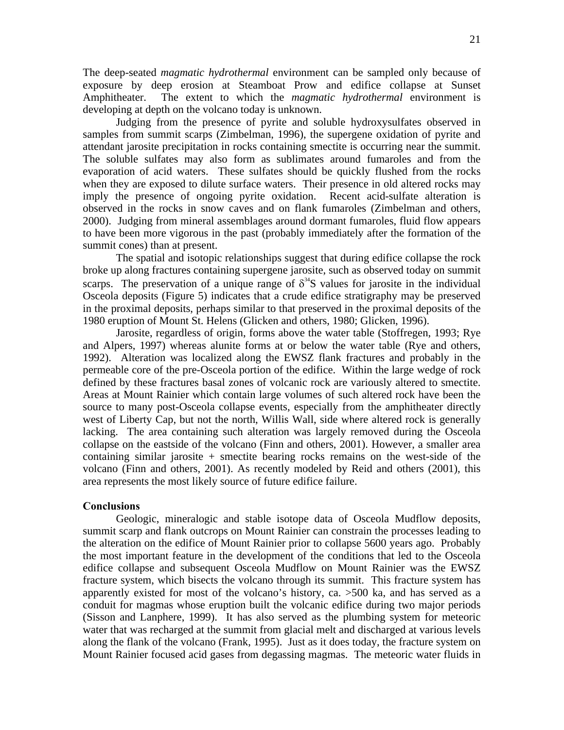The deep-seated *magmatic hydrothermal* environment can be sampled only because of exposure by deep erosion at Steamboat Prow and edifice collapse at Sunset Amphitheater. The extent to which the *magmatic hydrothermal* environment is developing at depth on the volcano today is unknown.

Judging from the presence of pyrite and soluble hydroxysulfates observed in samples from summit scarps (Zimbelman, 1996), the supergene oxidation of pyrite and attendant jarosite precipitation in rocks containing smectite is occurring near the summit. The soluble sulfates may also form as sublimates around fumaroles and from the evaporation of acid waters. These sulfates should be quickly flushed from the rocks when they are exposed to dilute surface waters. Their presence in old altered rocks may imply the presence of ongoing pyrite oxidation. Recent acid-sulfate alteration is observed in the rocks in snow caves and on flank fumaroles (Zimbelman and others, 2000). Judging from mineral assemblages around dormant fumaroles, fluid flow appears to have been more vigorous in the past (probably immediately after the formation of the summit cones) than at present.

The spatial and isotopic relationships suggest that during edifice collapse the rock broke up along fractures containing supergene jarosite, such as observed today on summit scarps. The preservation of a unique range of $\delta^{34}S$ values for jarosite in the individual Osceola deposits (Figure 5) indicates that a crude edifice stratigraphy may be preserved in the proximal deposits, perhaps similar to that preserved in the proximal deposits of the 1980 eruption of Mount St. Helens (Glicken and others, 1980; Glicken, 1996).

Jarosite, regardless of origin, forms above the water table (Stoffregen, 1993; Rye and Alpers, 1997) whereas alunite forms at or below the water table (Rye and others, 1992). Alteration was localized along the EWSZ flank fractures and probably in the permeable core of the pre-Osceola portion of the edifice. Within the large wedge of rock defined by these fractures basal zones of volcanic rock are variously altered to smectite. Areas at Mount Rainier which contain large volumes of such altered rock have been the source to many post-Osceola collapse events, especially from the amphitheater directly west of Liberty Cap, but not the north, Willis Wall, side where altered rock is generally lacking. The area containing such alteration was largely removed during the Osceola collapse on the eastside of the volcano (Finn and others, 2001). However, a smaller area containing similar jarosite + smectite bearing rocks remains on the west-side of the volcano (Finn and others, 2001). As recently modeled by Reid and others (2001), this area represents the most likely source of future edifice failure.

**Conclusions**

Geologic, mineralogic and stable isotope data of Osceola Mudflow deposits, summit scarp and flank outcrops on Mount Rainier can constrain the processes leading to the alteration on the edifice of Mount Rainier prior to collapse 5600 years ago. Probably the most important feature in the development of the conditions that led to the Osceola edifice collapse and subsequent Osceola Mudflow on Mount Rainier was the EWSZ fracture system, which bisects the volcano through its summit. This fracture system has apparently existed for most of the volcano's history, ca. >500 ka, and has served as a conduit for magmas whose eruption built the volcanic edifice during two major periods (Sisson and Lanphere, 1999). It has also served as the plumbing system for meteoric water that was recharged at the summit from glacial melt and discharged at various levels along the flank of the volcano (Frank, 1995). Just as it does today, the fracture system on Mount Rainier focused acid gases from degassing magmas. The meteoric water fluids in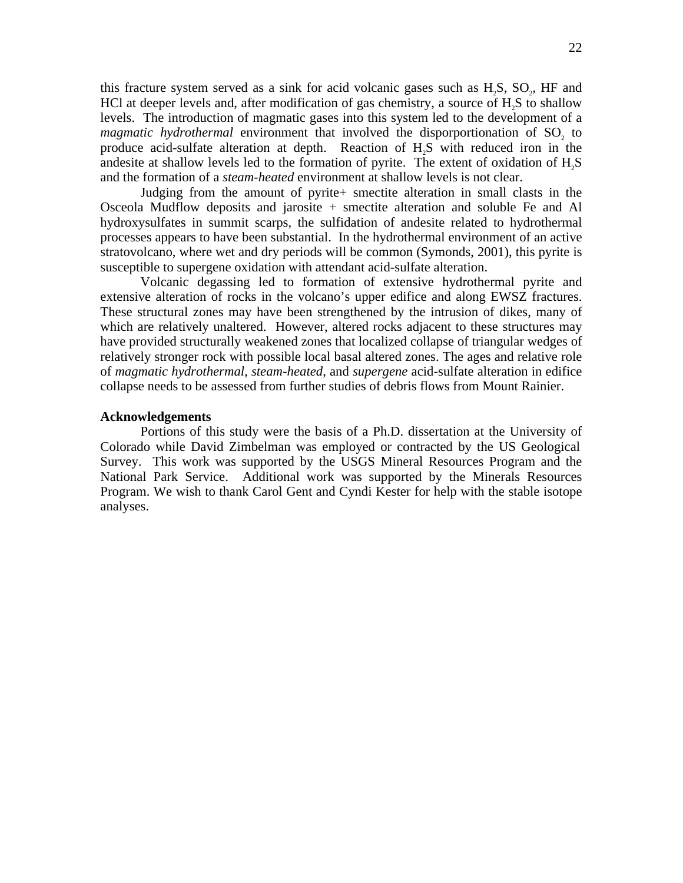this fracture system served as a sink for acid volcanic gases such as $H_2S$, $SO_2$, HF and HCl at deeper levels and, after modification of gas chemistry, a source of $H_2S$ to shallow levels. The introduction of magmatic gases into this system led to the development of a *magmatic hydrothermal* environment that involved the disporportionation of $SO_2$ to produce acid-sulfate alteration at depth. Reaction of $H_2S$ with reduced iron in the andesite at shallow levels led to the formation of pyrite. The extent of oxidation of $H_2S$ and the formation of a *steam-heated* environment at shallow levels is not clear.

Judging from the amount of pyrite+ smectite alteration in small clasts in the Osceola Mudflow deposits and jarosite + smectite alteration and soluble Fe and Al hydroxysulfates in summit scarps, the sulfidation of andesite related to hydrothermal processes appears to have been substantial. In the hydrothermal environment of an active stratovolcano, where wet and dry periods will be common (Symonds, 2001), this pyrite is susceptible to supergene oxidation with attendant acid-sulfate alteration.

Volcanic degassing led to formation of extensive hydrothermal pyrite and extensive alteration of rocks in the volcano's upper edifice and along EWSZ fractures. These structural zones may have been strengthened by the intrusion of dikes, many of which are relatively unaltered. However, altered rocks adjacent to these structures may have provided structurally weakened zones that localized collapse of triangular wedges of relatively stronger rock with possible local basal altered zones. The ages and relative role of *magmatic hydrothermal*, *steam-heated*, and *supergene* acid-sulfate alteration in edifice collapse needs to be assessed from further studies of debris flows from Mount Rainier.

**Acknowledgements**

Portions of this study were the basis of a Ph.D. dissertation at the University of Colorado while David Zimbelman was employed or contracted by the US Geological Survey. This work was supported by the USGS Mineral Resources Program and the National Park Service. Additional work was supported by the Minerals Resources Program. We wish to thank Carol Gent and Cyndi Kester for help with the stable isotope analyses.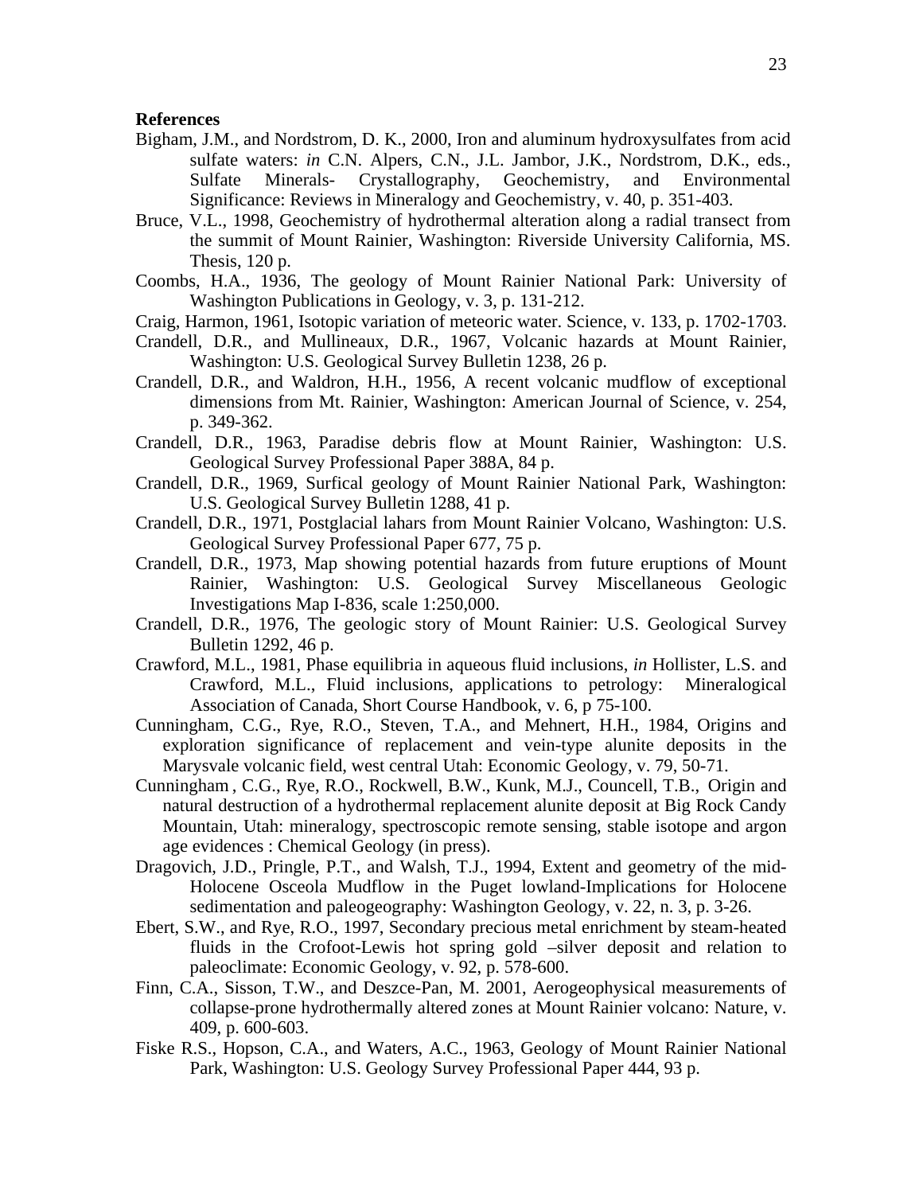**References**

Bigham, J.M., and Nordstrom, D. K., 2000, Iron and aluminum hydroxysulfates from acid sulfate waters: *in* C.N. Alpers, C.N., J.L. Jambor, J.K., Nordstrom, D.K., eds., Sulfate Minerals- Crystallography, Geochemistry, and Environmental Significance: Reviews in Mineralogy and Geochemistry, v. 40, p. 351-403.

Bruce, V.L., 1998, Geochemistry of hydrothermal alteration along a radial transect from the summit of Mount Rainier, Washington: Riverside University California, MS. Thesis, 120 p.

Coombs, H.A., 1936, The geology of Mount Rainier National Park: University of Washington Publications in Geology, v. 3, p. 131-212.

Craig, Harmon, 1961, Isotopic variation of meteoric water. Science, v. 133, p. 1702-1703.

Crandell, D.R., and Mullineaux, D.R., 1967, Volcanic hazards at Mount Rainier, Washington: U.S. Geological Survey Bulletin 1238, 26 p.

Crandell, D.R., and Waldron, H.H., 1956, A recent volcanic mudflow of exceptional dimensions from Mt. Rainier, Washington: American Journal of Science, v. 254, p. 349-362.

Crandell, D.R., 1963, Paradise debris flow at Mount Rainier, Washington: U.S. Geological Survey Professional Paper 388A, 84 p.

Crandell, D.R., 1969, Surfical geology of Mount Rainier National Park, Washington: U.S. Geological Survey Bulletin 1288, 41 p.

Crandell, D.R., 1971, Postglacial lahars from Mount Rainier Volcano, Washington: U.S. Geological Survey Professional Paper 677, 75 p.

Crandell, D.R., 1973, Map showing potential hazards from future eruptions of Mount Rainier, Washington: U.S. Geological Survey Miscellaneous Geologic Investigations Map I-836, scale 1:250,000.

Crandell, D.R., 1976, The geologic story of Mount Rainier: U.S. Geological Survey Bulletin 1292, 46 p.

Crawford, M.L., 1981, Phase equilibria in aqueous fluid inclusions, *in* Hollister, L.S. and Crawford, M.L., Fluid inclusions, applications to petrology: Mineralogical Association of Canada, Short Course Handbook, v. 6, p 75-100.

Cunningham, C.G., Rye, R.O., Steven, T.A., and Mehnert, H.H., 1984, Origins and exploration significance of replacement and vein-type alunite deposits in the Marysvale volcanic field, west central Utah: Economic Geology, v. 79, 50-71.

Cunningham , C.G., Rye, R.O., Rockwell, B.W., Kunk, M.J., Councell, T.B., Origin and natural destruction of a hydrothermal replacement alunite deposit at Big Rock Candy Mountain, Utah: mineralogy, spectroscopic remote sensing, stable isotope and argon age evidences : Chemical Geology (in press).

Dragovich, J.D., Pringle, P.T., and Walsh, T.J., 1994, Extent and geometry of the mid-Holocene Osceola Mudflow in the Puget lowland-Implications for Holocene sedimentation and paleogeography: Washington Geology, v. 22, n. 3, p. 3-26.

Ebert, S.W., and Rye, R.O., 1997, Secondary precious metal enrichment by steam-heated fluids in the Crofoot-Lewis hot spring gold –silver deposit and relation to paleoclimate: Economic Geology, v. 92, p. 578-600.

Finn, C.A., Sisson, T.W., and Deszce-Pan, M. 2001, Aerogeophysical measurements of collapse-prone hydrothermally altered zones at Mount Rainier volcano: Nature, v. 409, p. 600-603.

Fiske R.S., Hopson, C.A., and Waters, A.C., 1963, Geology of Mount Rainier National Park, Washington: U.S. Geology Survey Professional Paper 444, 93 p.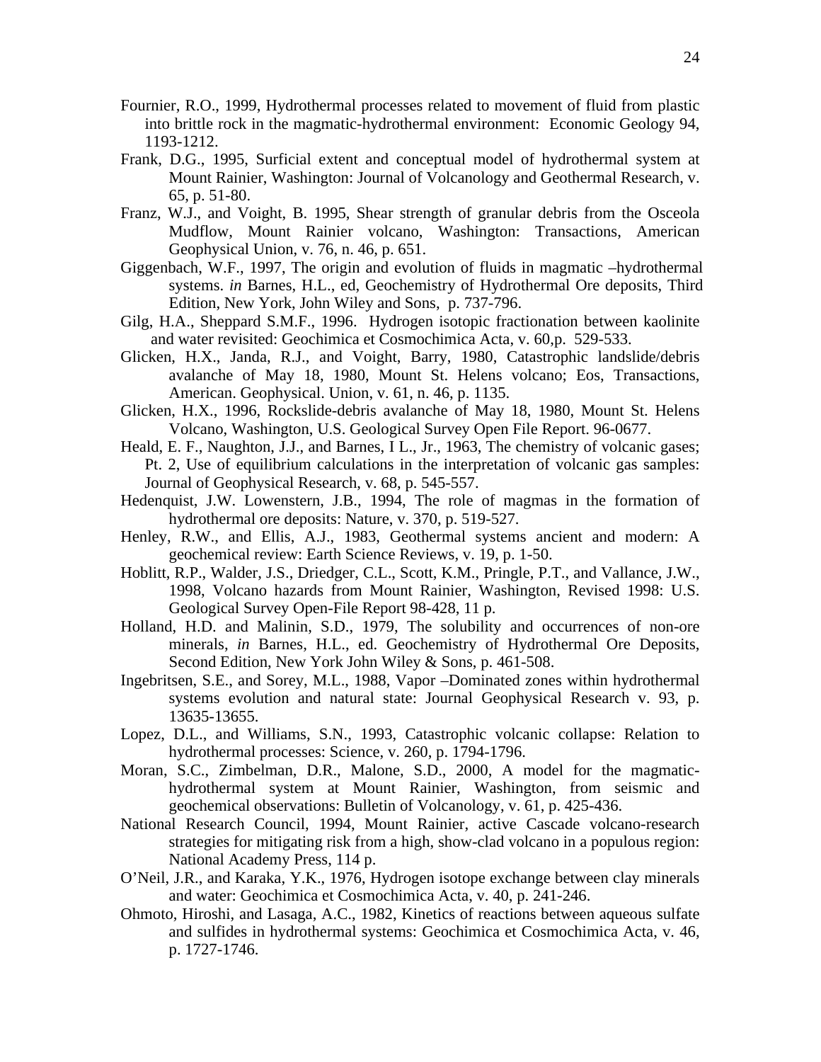Fournier, R.O., 1999, Hydrothermal processes related to movement of fluid from plastic into brittle rock in the magmatic-hydrothermal environment: Economic Geology 94, 1193-1212.

Frank, D.G., 1995, Surficial extent and conceptual model of hydrothermal system at Mount Rainier, Washington: Journal of Volcanology and Geothermal Research, v. 65, p. 51-80.

Franz, W.J., and Voight, B. 1995, Shear strength of granular debris from the Osceola Mudflow, Mount Rainier volcano, Washington: Transactions, American Geophysical Union, v. 76, n. 46, p. 651.

Giggenbach, W.F., 1997, The origin and evolution of fluids in magmatic –hydrothermal systems. *in* Barnes, H.L., ed, Geochemistry of Hydrothermal Ore deposits, Third Edition, New York, John Wiley and Sons, p. 737-796.

Gilg, H.A., Sheppard S.M.F., 1996. Hydrogen isotopic fractionation between kaolinite and water revisited: Geochimica et Cosmochimica Acta, v. 60,p. 529-533.

Glicken, H.X., Janda, R.J., and Voight, Barry, 1980, Catastrophic landslide/debris avalanche of May 18, 1980, Mount St. Helens volcano; Eos, Transactions, American. Geophysical. Union, v. 61, n. 46, p. 1135.

Glicken, H.X., 1996, Rockslide-debris avalanche of May 18, 1980, Mount St. Helens Volcano, Washington, U.S. Geological Survey Open File Report. 96-0677.

Heald, E. F., Naughton, J.J., and Barnes, I L., Jr., 1963, The chemistry of volcanic gases; Pt. 2, Use of equilibrium calculations in the interpretation of volcanic gas samples: Journal of Geophysical Research, v. 68, p. 545-557.

Hedenquist, J.W. Lowenstern, J.B., 1994, The role of magmas in the formation of hydrothermal ore deposits: Nature, v. 370, p. 519-527.

Henley, R.W., and Ellis, A.J., 1983, Geothermal systems ancient and modern: A geochemical review: Earth Science Reviews, v. 19, p. 1-50.

Hoblitt, R.P., Walder, J.S., Driedger, C.L., Scott, K.M., Pringle, P.T., and Vallance, J.W., 1998, Volcano hazards from Mount Rainier, Washington, Revised 1998: U.S. Geological Survey Open-File Report 98-428, 11 p.

Holland, H.D. and Malinin, S.D., 1979, The solubility and occurrences of non-ore minerals, *in* Barnes, H.L., ed. Geochemistry of Hydrothermal Ore Deposits, Second Edition, New York John Wiley & Sons, p. 461-508.

Ingebritsen, S.E., and Sorey, M.L., 1988, Vapor –Dominated zones within hydrothermal systems evolution and natural state: Journal Geophysical Research v. 93, p. 13635-13655.

Lopez, D.L., and Williams, S.N., 1993, Catastrophic volcanic collapse: Relation to hydrothermal processes: Science, v. 260, p. 1794-1796.

Moran, S.C., Zimbelman, D.R., Malone, S.D., 2000, A model for the magmatic-hydrothermal system at Mount Rainier, Washington, from seismic and geochemical observations: Bulletin of Volcanology, v. 61, p. 425-436.

National Research Council, 1994, Mount Rainier, active Cascade volcano-research strategies for mitigating risk from a high, show-clad volcano in a populous region: National Academy Press, 114 p.

O'Neil, J.R., and Karaka, Y.K., 1976, Hydrogen isotope exchange between clay minerals and water: Geochimica et Cosmochimica Acta, v. 40, p. 241-246.

Ohmoto, Hiroshi, and Lasaga, A.C., 1982, Kinetics of reactions between aqueous sulfate and sulfides in hydrothermal systems: Geochimica et Cosmochimica Acta, v. 46, p. 1727-1746.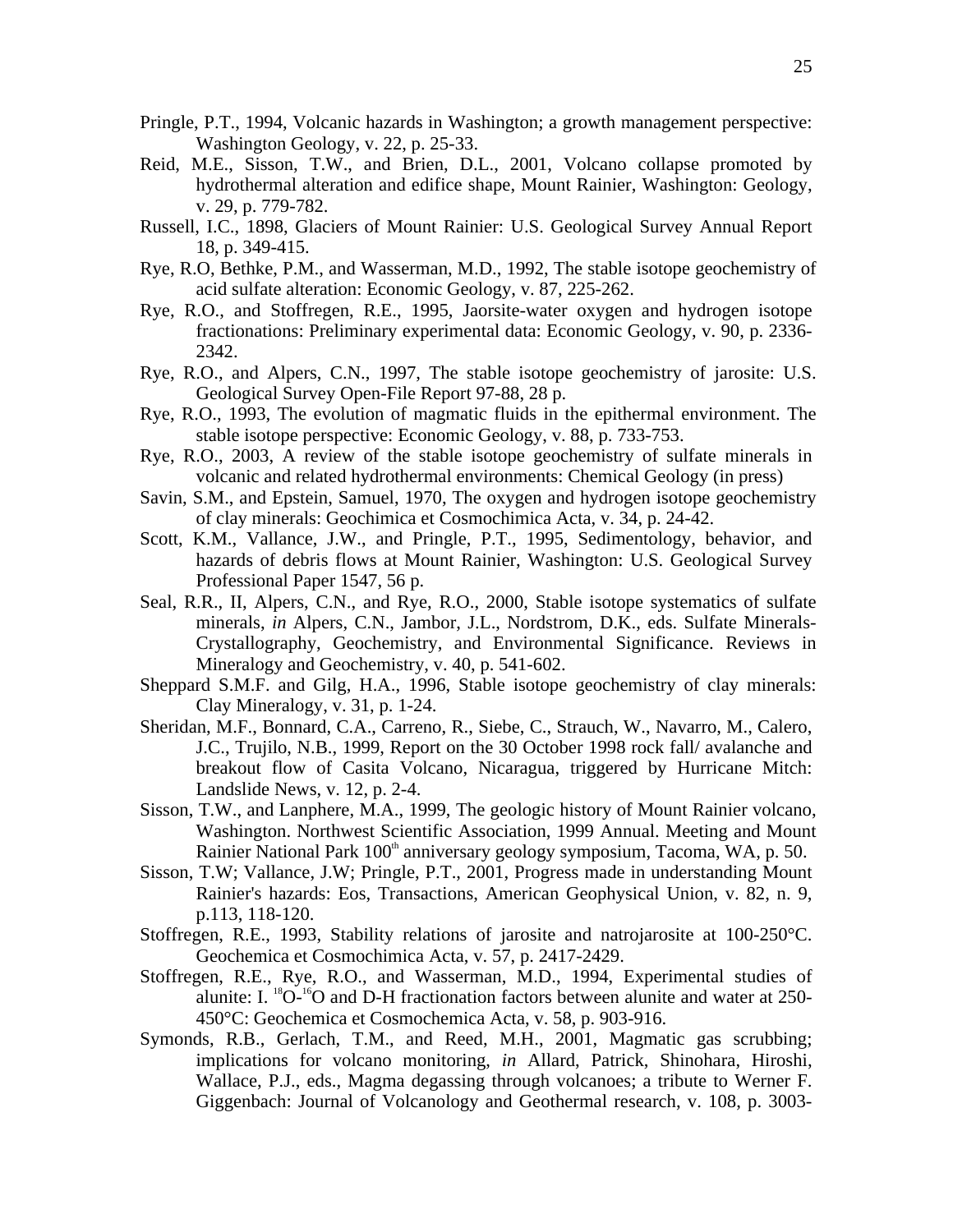Pringle, P.T., 1994, Volcanic hazards in Washington; a growth management perspective: Washington Geology, v. 22, p. 25-33.

Reid, M.E., Sisson, T.W., and Brien, D.L., 2001, Volcano collapse promoted by hydrothermal alteration and edifice shape, Mount Rainier, Washington: Geology, v. 29, p. 779-782.

Russell, I.C., 1898, Glaciers of Mount Rainier: U.S. Geological Survey Annual Report 18, p. 349-415.

Rye, R.O, Bethke, P.M., and Wasserman, M.D., 1992, The stable isotope geochemistry of acid sulfate alteration: Economic Geology, v. 87, 225-262.

Rye, R.O., and Stoffregen, R.E., 1995, Jaorsite-water oxygen and hydrogen isotope fractionations: Preliminary experimental data: Economic Geology, v. 90, p. 2336-2342.

Rye, R.O., and Alpers, C.N., 1997, The stable isotope geochemistry of jarosite: U.S. Geological Survey Open-File Report 97-88, 28 p.

Rye, R.O., 1993, The evolution of magmatic fluids in the epithermal environment. The stable isotope perspective: Economic Geology, v. 88, p. 733-753.

Rye, R.O., 2003, A review of the stable isotope geochemistry of sulfate minerals in volcanic and related hydrothermal environments: Chemical Geology (in press)

Savin, S.M., and Epstein, Samuel, 1970, The oxygen and hydrogen isotope geochemistry of clay minerals: Geochimica et Cosmochimica Acta, v. 34, p. 24-42.

Scott, K.M., Vallance, J.W., and Pringle, P.T., 1995, Sedimentology, behavior, and hazards of debris flows at Mount Rainier, Washington: U.S. Geological Survey Professional Paper 1547, 56 p.

Seal, R.R., II, Alpers, C.N., and Rye, R.O., 2000, Stable isotope systematics of sulfate minerals, *in* Alpers, C.N., Jambor, J.L., Nordstrom, D.K., eds. Sulfate Minerals-Crystallography, Geochemistry, and Environmental Significance. Reviews in Mineralogy and Geochemistry, v. 40, p. 541-602.

Sheppard S.M.F. and Gilg, H.A., 1996, Stable isotope geochemistry of clay minerals: Clay Mineralogy, v. 31, p. 1-24.

Sheridan, M.F., Bonnard, C.A., Carreno, R., Siebe, C., Strauch, W., Navarro, M., Calero, J.C., Trujilo, N.B., 1999, Report on the 30 October 1998 rock fall/ avalanche and breakout flow of Casita Volcano, Nicaragua, triggered by Hurricane Mitch: Landslide News, v. 12, p. 2-4.

Sisson, T.W., and Lanphere, M.A., 1999, The geologic history of Mount Rainier volcano, Washington. Northwest Scientific Association, 1999 Annual. Meeting and Mount Rainier National Park 100th anniversary geology symposium, Tacoma, WA, p. 50.

Sisson, T.W; Vallance, J.W; Pringle, P.T., 2001, Progress made in understanding Mount Rainier's hazards: Eos, Transactions, American Geophysical Union, v. 82, n. 9, p.113, 118-120.

Stoffregen, R.E., 1993, Stability relations of jarosite and natrojarosite at 100-250°C. Geochemica et Cosmochimica Acta, v. 57, p. 2417-2429.

Stoffregen, R.E., Rye, R.O., and Wasserman, M.D., 1994, Experimental studies of alunite: I. $^{18}O$-$^{16}O$ and D-H fractionation factors between alunite and water at 250-450°C: Geochemica et Cosmochemica Acta, v. 58, p. 903-916.

Symonds, R.B., Gerlach, T.M., and Reed, M.H., 2001, Magmatic gas scrubbing; implications for volcano monitoring, *in* Allard, Patrick, Shinohara, Hiroshi, Wallace, P.J., eds., Magma degassing through volcanoes; a tribute to Werner F. Giggenbach: Journal of Volcanology and Geothermal research, v. 108, p. 3003-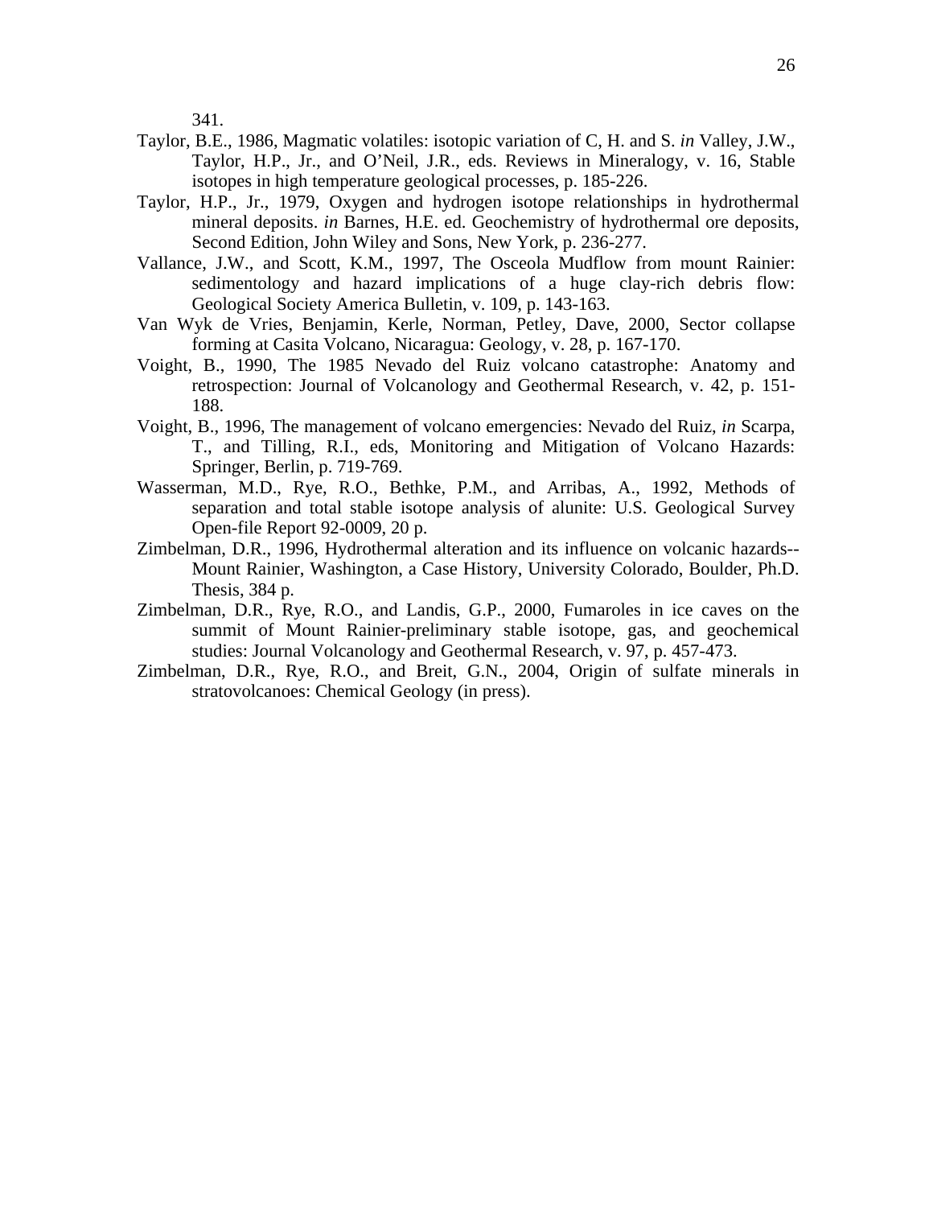341.

Taylor, B.E., 1986, Magmatic volatiles: isotopic variation of C, H. and S. *in* Valley, J.W., Taylor, H.P., Jr., and O'Neil, J.R., eds. Reviews in Mineralogy, v. 16, Stable isotopes in high temperature geological processes, p. 185-226.

Taylor, H.P., Jr., 1979, Oxygen and hydrogen isotope relationships in hydrothermal mineral deposits. *in* Barnes, H.E. ed. Geochemistry of hydrothermal ore deposits, Second Edition, John Wiley and Sons, New York, p. 236-277.

Vallance, J.W., and Scott, K.M., 1997, The Osceola Mudflow from mount Rainier: sedimentology and hazard implications of a huge clay-rich debris flow: Geological Society America Bulletin, v. 109, p. 143-163.

Van Wyk de Vries, Benjamin, Kerle, Norman, Petley, Dave, 2000, Sector collapse forming at Casita Volcano, Nicaragua: Geology, v. 28, p. 167-170.

Voight, B., 1990, The 1985 Nevado del Ruiz volcano catastrophe: Anatomy and retrospection: Journal of Volcanology and Geothermal Research, v. 42, p. 151-188.

Voight, B., 1996, The management of volcano emergencies: Nevado del Ruiz, *in* Scarpa, T., and Tilling, R.I., eds, Monitoring and Mitigation of Volcano Hazards: Springer, Berlin, p. 719-769.

Wasserman, M.D., Rye, R.O., Bethke, P.M., and Arribas, A., 1992, Methods of separation and total stable isotope analysis of alunite: U.S. Geological Survey Open-file Report 92-0009, 20 p.

Zimbelman, D.R., 1996, Hydrothermal alteration and its influence on volcanic hazards--Mount Rainier, Washington, a Case History, University Colorado, Boulder, Ph.D. Thesis, 384 p.

Zimbelman, D.R., Rye, R.O., and Landis, G.P., 2000, Fumaroles in ice caves on the summit of Mount Rainier-preliminary stable isotope, gas, and geochemical studies: Journal Volcanology and Geothermal Research, v. 97, p. 457-473.

Zimbelman, D.R., Rye, R.O., and Breit, G.N., 2004, Origin of sulfate minerals in stratovolcanoes: Chemical Geology (in press).